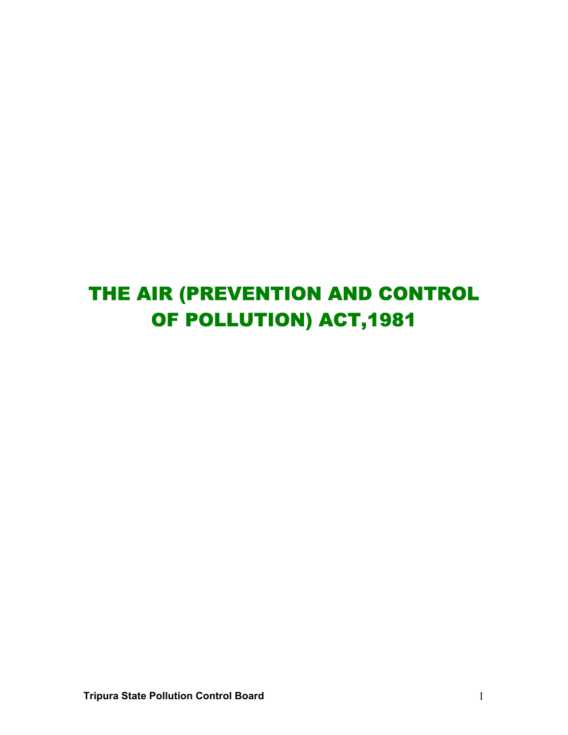# THE AIR (PREVENTION AND CONTROL OF POLLUTION) ACT,1981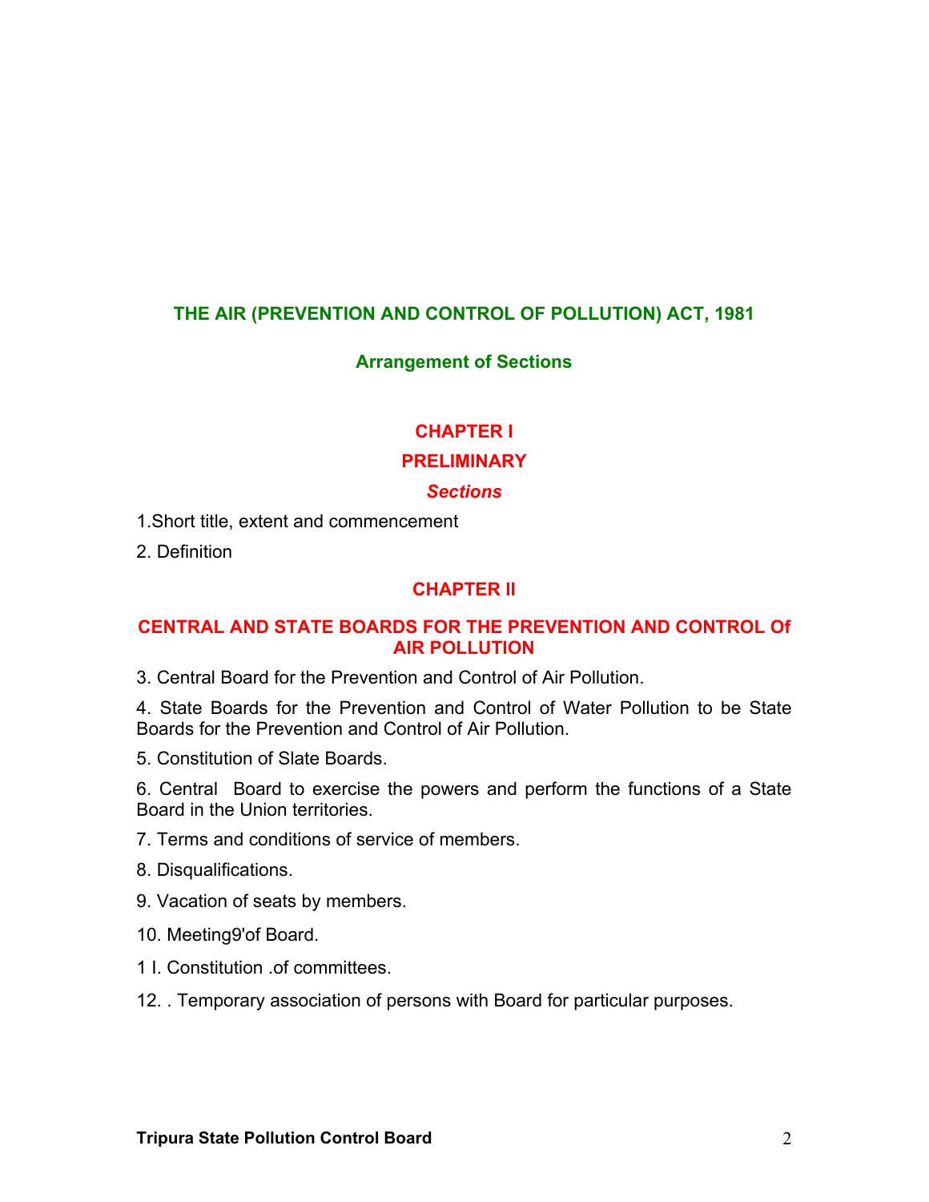# THE AIR (PREVENTION AND CONTROL OF POLLUTION) ACT, 1981

## Arrangement of Sections

### CHAPTER I

### PRELIMINARY

*Sections*

1.Short title, extent and commencement

2. Definition

### CHAPTER II

### CENTRAL AND STATE BOARDS FOR THE PREVENTION AND CONTROL Of AIR POLLUTION

3. Central Board for the Prevention and Control of Air Pollution.

4. State Boards for the Prevention and Control of Water Pollution to be State Boards for the Prevention and Control of Air Pollution.

5. Constitution of Slate Boards.

6. Central Board to exercise the powers and perform the functions of a State Board in the Union territories.

7. Terms and conditions of service of members.

8. Disqualifications.

9. Vacation of seats by members.

10. Meeting9'of Board.

1 I. Constitution .of committees.

12. . Temporary association of persons with Board for particular purposes.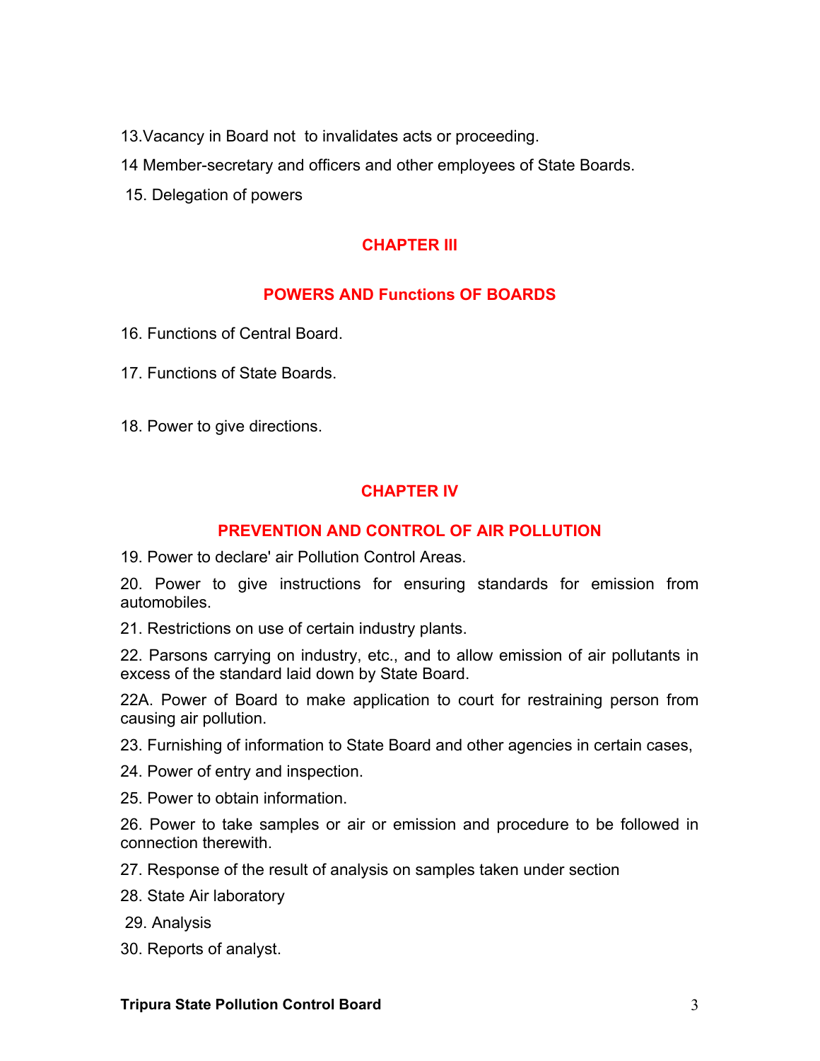13.Vacancy in Board not to invalidates acts or proceeding.

14 Member-secretary and officers and other employees of State Boards.

15. Delegation of powers

## CHAPTER III

## POWERS AND Functions OF BOARDS

16. Functions of Central Board.

17. Functions of State Boards.

18. Power to give directions.

## CHAPTER IV

## PREVENTION AND CONTROL OF AIR POLLUTION

19. Power to declare' air Pollution Control Areas.

20. Power to give instructions for ensuring standards for emission from automobiles.

21. Restrictions on use of certain industry plants.

22. Parsons carrying on industry, etc., and to allow emission of air pollutants in excess of the standard laid down by State Board.

22A. Power of Board to make application to court for restraining person from causing air pollution.

23. Furnishing of information to State Board and other agencies in certain cases,

24. Power of entry and inspection.

25. Power to obtain information.

26. Power to take samples or air or emission and procedure to be followed in connection therewith.

27. Response of the result of analysis on samples taken under section

28. State Air laboratory

29. Analysis

30. Reports of analyst.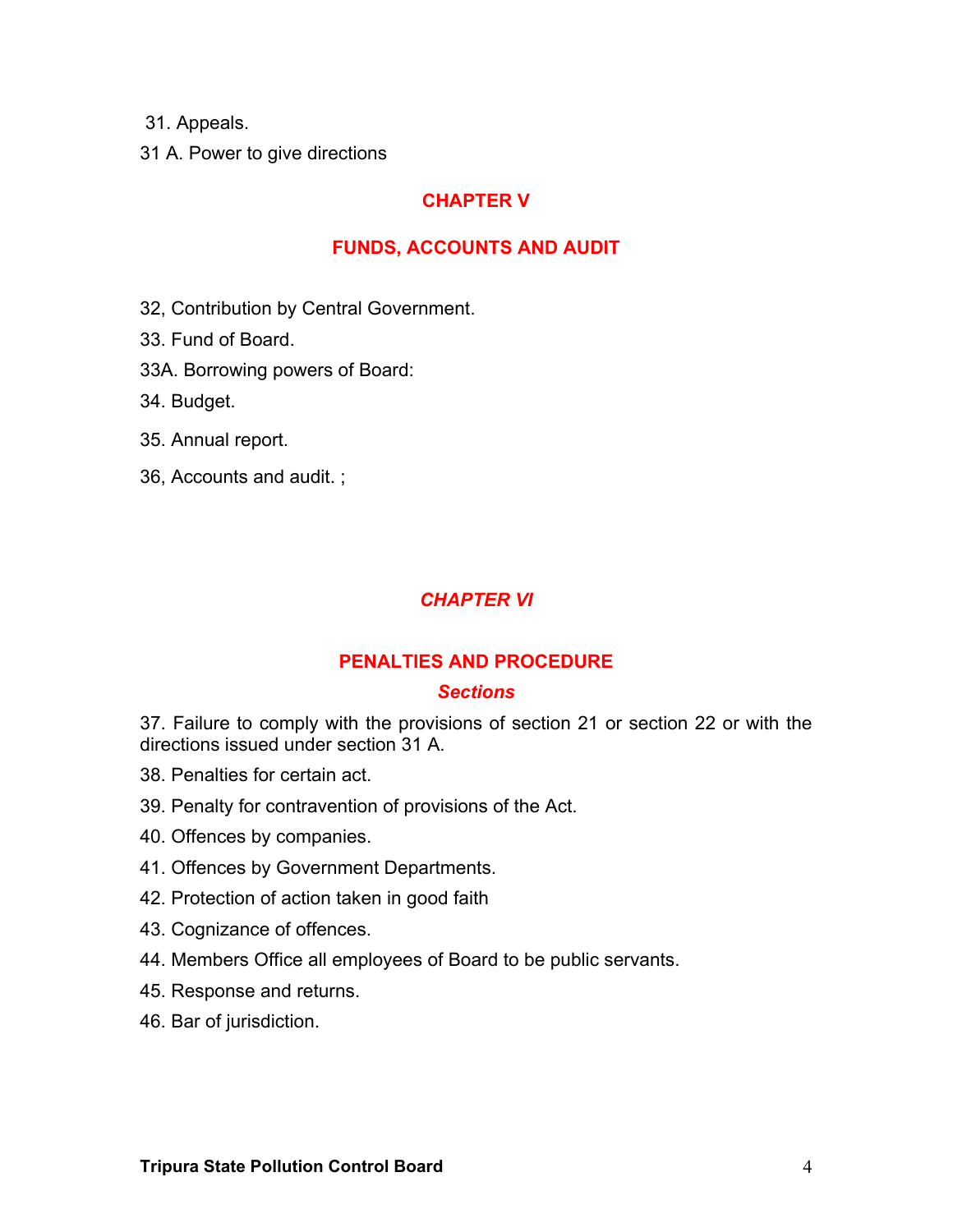31. Appeals.

31 A. Power to give directions

## CHAPTER V

## FUNDS, ACCOUNTS AND AUDIT

32, Contribution by Central Government.

33. Fund of Board.

33A. Borrowing powers of Board:

34. Budget.

35. Annual report.

36, Accounts and audit. ;

## *CHAPTER VI*

## PENALTIES AND PROCEDURE

***Sections***

37. Failure to comply with the provisions of section 21 or section 22 or with the directions issued under section 31 A.

38. Penalties for certain act.

39. Penalty for contravention of provisions of the Act.

40. Offences by companies.

41. Offences by Government Departments.

42. Protection of action taken in good faith

43. Cognizance of offences.

44. Members Office all employees of Board to be public servants.

45. Response and returns.

46. Bar of jurisdiction.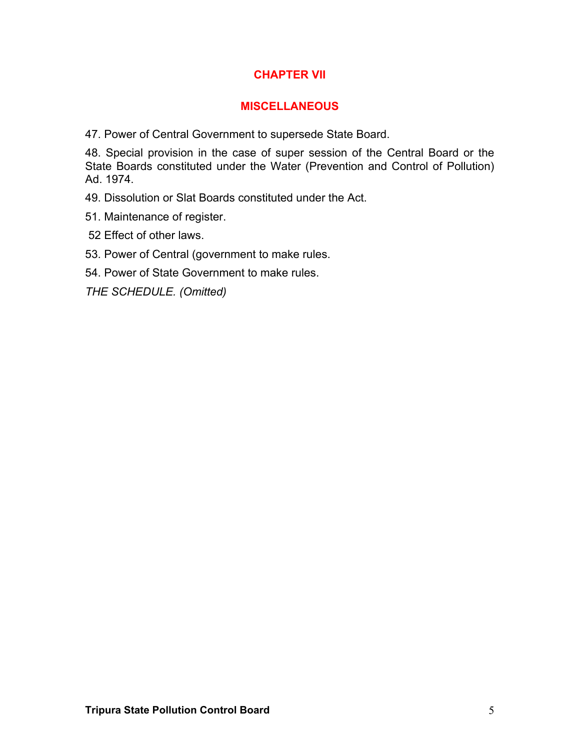## CHAPTER VII

## MISCELLANEOUS

47. Power of Central Government to supersede State Board.

48. Special provision in the case of super session of the Central Board or the State Boards constituted under the Water (Prevention and Control of Pollution) Ad. 1974.

49. Dissolution or Slat Boards constituted under the Act.

51. Maintenance of register.

52 Effect of other laws.

53. Power of Central (government to make rules.

54. Power of State Government to make rules.

*THE SCHEDULE. (Omitted)*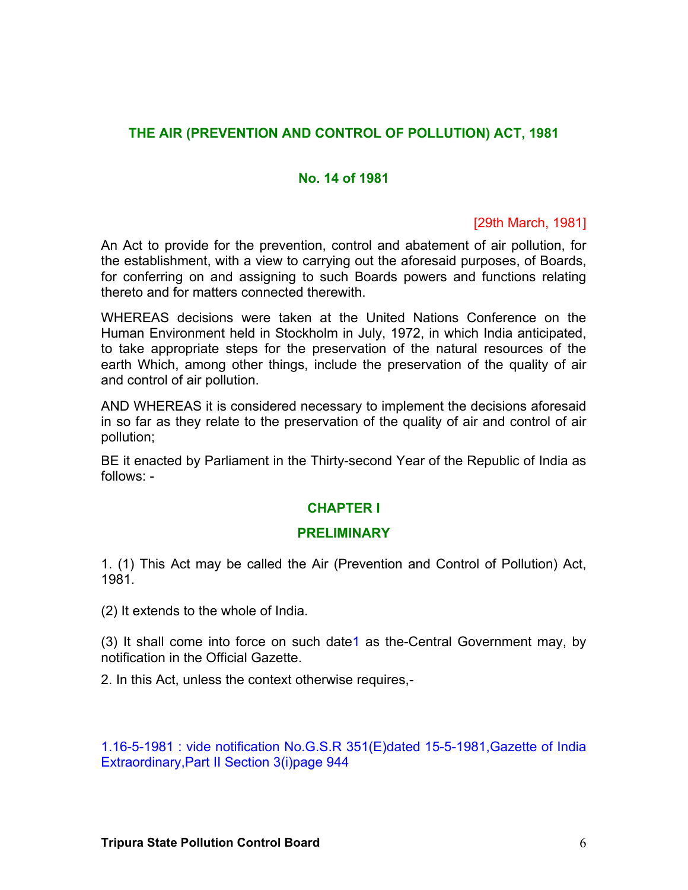## THE AIR (PREVENTION AND CONTROL OF POLLUTION) ACT, 1981

**No. 14 of 1981**

[29th March, 1981]

An Act to provide for the prevention, control and abatement of air pollution, for the establishment, with a view to carrying out the aforesaid purposes, of Boards, for conferring on and assigning to such Boards powers and functions relating thereto and for matters connected therewith.

WHEREAS decisions were taken at the United Nations Conference on the Human Environment held in Stockholm in July, 1972, in which India anticipated, to take appropriate steps for the preservation of the natural resources of the earth Which, among other things, include the preservation of the quality of air and control of air pollution.

AND WHEREAS it is considered necessary to implement the decisions aforesaid in so far as they relate to the preservation of the quality of air and control of air pollution;

BE it enacted by Parliament in the Thirty-second Year of the Republic of India as follows: -

### CHAPTER I

### PRELIMINARY

1. (1) This Act may be called the Air (Prevention and Control of Pollution) Act, 1981.

(2) It extends to the whole of India.

(3) It shall come into force on such date[1] as the-Central Government may, by notification in the Official Gazette.

2. In this Act, unless the context otherwise requires,-

1.16-5-1981 : vide notification No.G.S.R 351(E)dated 15-5-1981,Gazette of India Extraordinary,Part II Section 3(i)page 944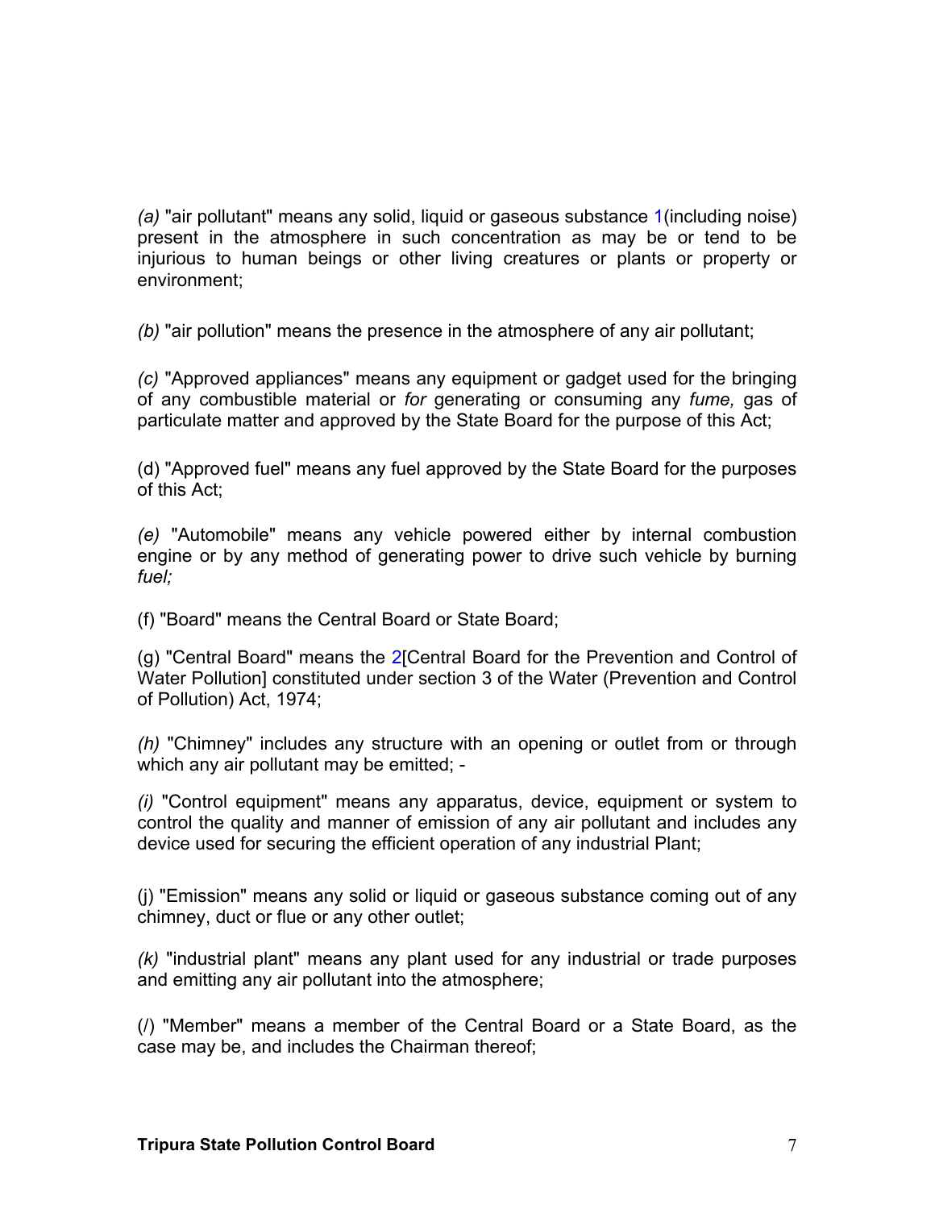*(a)* "air pollutant" means any solid, liquid or gaseous substance [1](including noise) present in the atmosphere in such concentration as may be or tend to be injurious to human beings or other living creatures or plants or property or environment;

*(b)* "air pollution" means the presence in the atmosphere of any air pollutant;

*(c)* "Approved appliances" means any equipment or gadget used for the bringing of any combustible material or *for* generating or consuming any *fume,* gas of particulate matter and approved by the State Board for the purpose of this Act;

(d) "Approved fuel" means any fuel approved by the State Board for the purposes of this Act;

*(e)* "Automobile" means any vehicle powered either by internal combustion engine or by any method of generating power to drive such vehicle by burning *fuel;*

(f) "Board" means the Central Board or State Board;

(g) "Central Board" means the [2][Central Board for the Prevention and Control of Water Pollution] constituted under section 3 of the Water (Prevention and Control of Pollution) Act, 1974;

*(h)* "Chimney" includes any structure with an opening or outlet from or through which any air pollutant may be emitted; -

*(i)* "Control equipment" means any apparatus, device, equipment or system to control the quality and manner of emission of any air pollutant and includes any device used for securing the efficient operation of any industrial Plant;

(j) "Emission" means any solid or liquid or gaseous substance coming out of any chimney, duct or flue or any other outlet;

*(k)* "industrial plant" means any plant used for any industrial or trade purposes and emitting any air pollutant into the atmosphere;

(*l*) "Member" means a member of the Central Board or a State Board, as the case may be, and includes the Chairman thereof;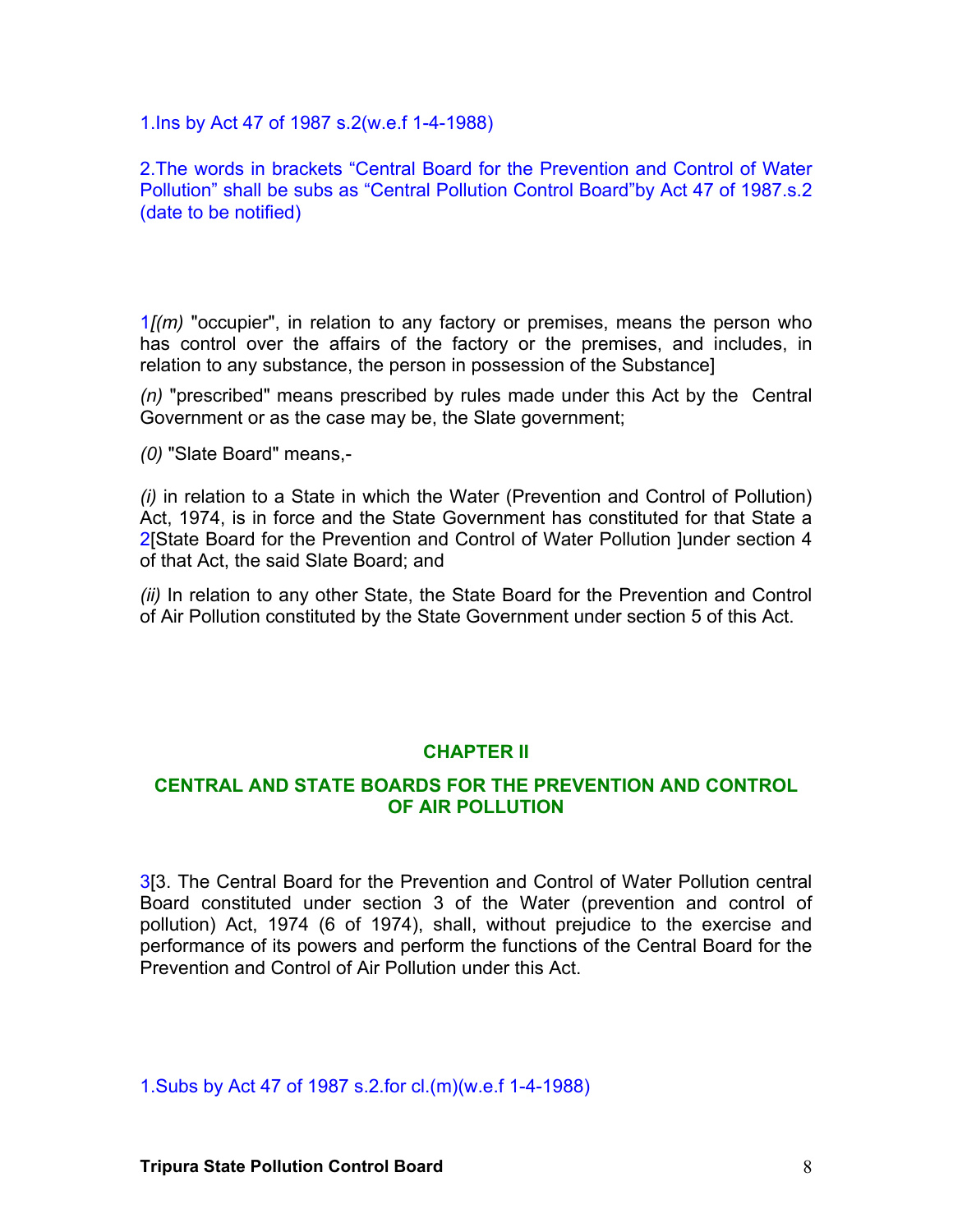1.Ins by Act 47 of 1987 s.2(w.e.f 1-4-1988)

2.The words in brackets "Central Board for the Prevention and Control of Water Pollution" shall be subs as "Central Pollution Control Board"by Act 47 of 1987.s.2 (date to be notified)

1*[(m)* "occupier", in relation to any factory or premises, means the person who has control over the affairs of the factory or the premises, and includes, in relation to any substance, the person in possession of the Substance]

*(n)* "prescribed" means prescribed by rules made under this Act by the Central Government or as the case may be, the Slate government;

*(0)* "Slate Board" means,-

*(i)* in relation to a State in which the Water (Prevention and Control of Pollution) Act, 1974, is in force and the State Government has constituted for that State a 2[State Board for the Prevention and Control of Water Pollution ]under section 4 of that Act, the said Slate Board; and

*(ii)* In relation to any other State, the State Board for the Prevention and Control of Air Pollution constituted by the State Government under section 5 of this Act.

## CHAPTER II

## CENTRAL AND STATE BOARDS FOR THE PREVENTION AND CONTROL OF AIR POLLUTION

3[3. The Central Board for the Prevention and Control of Water Pollution central Board constituted under section 3 of the Water (prevention and control of pollution) Act, 1974 (6 of 1974), shall, without prejudice to the exercise and performance of its powers and perform the functions of the Central Board for the Prevention and Control of Air Pollution under this Act.

1.Subs by Act 47 of 1987 s.2.for cl.(m)(w.e.f 1-4-1988)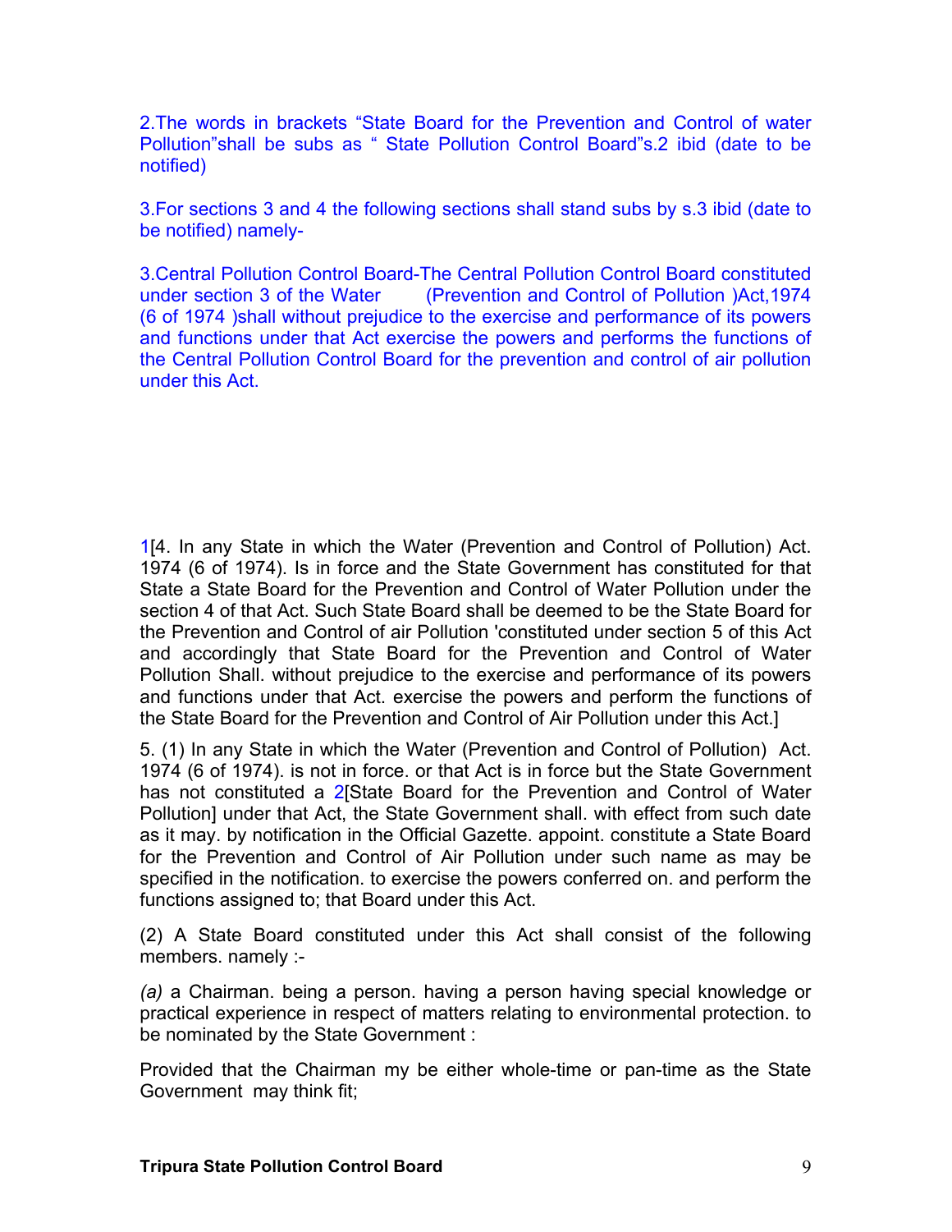2.The words in brackets “State Board for the Prevention and Control of water Pollution”shall be subs as “ State Pollution Control Board”s.2 ibid (date to be notified)

3.For sections 3 and 4 the following sections shall stand subs by s.3 ibid (date to be notified) namely-

3.Central Pollution Control Board-The Central Pollution Control Board constituted under section 3 of the Water (Prevention and Control of Pollution )Act,1974 (6 of 1974 )shall without prejudice to the exercise and performance of its powers and functions under that Act exercise the powers and performs the functions of the Central Pollution Control Board for the prevention and control of air pollution under this Act.

1[4. In any State in which the Water (Prevention and Control of Pollution) Act. 1974 (6 of 1974). Is in force and the State Government has constituted for that State a State Board for the Prevention and Control of Water Pollution under the section 4 of that Act. Such State Board shall be deemed to be the State Board for the Prevention and Control of air Pollution 'constituted under section 5 of this Act and accordingly that State Board for the Prevention and Control of Water Pollution Shall. without prejudice to the exercise and performance of its powers and functions under that Act. exercise the powers and perform the functions of the State Board for the Prevention and Control of Air Pollution under this Act.]

5. (1) In any State in which the Water (Prevention and Control of Pollution) Act. 1974 (6 of 1974). is not in force. or that Act is in force but the State Government has not constituted a 2[State Board for the Prevention and Control of Water Pollution] under that Act, the State Government shall. with effect from such date as it may. by notification in the Official Gazette. appoint. constitute a State Board for the Prevention and Control of Air Pollution under such name as may be specified in the notification. to exercise the powers conferred on. and perform the functions assigned to; that Board under this Act.

(2) A State Board constituted under this Act shall consist of the following members. namely :-

*(a)* a Chairman. being a person. having a person having special knowledge or practical experience in respect of matters relating to environmental protection. to be nominated by the State Government :

Provided that the Chairman my be either whole-time or pan-time as the State Government may think fit;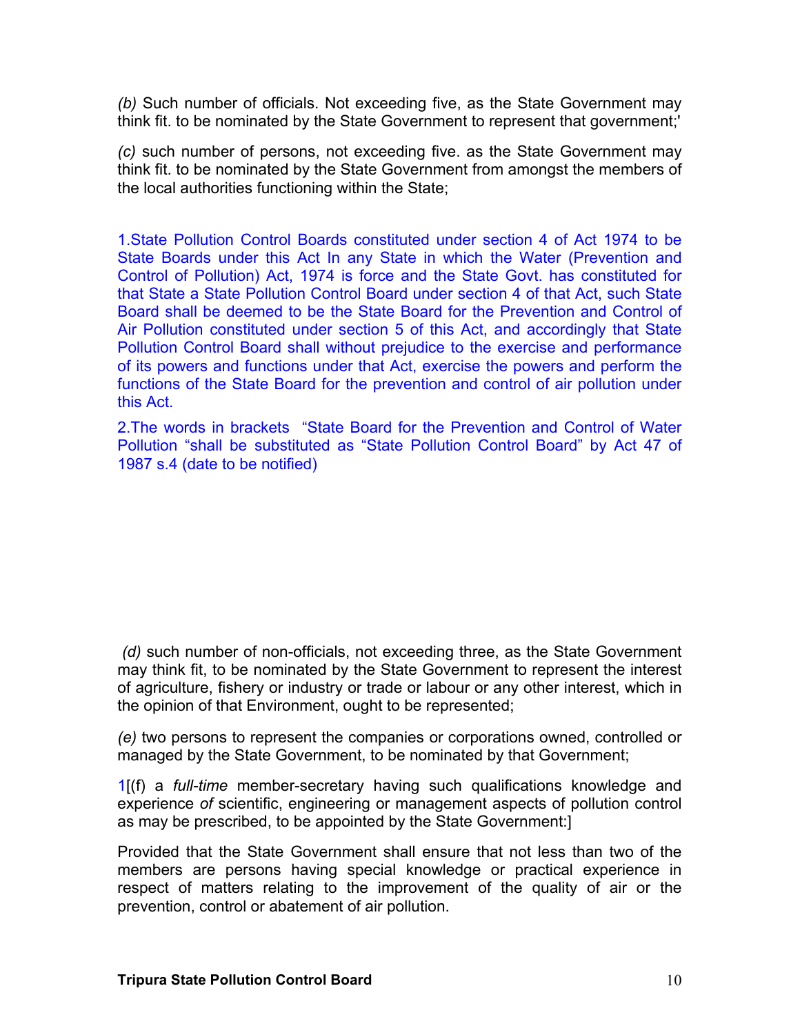*(b)* Such number of officials. Not exceeding five, as the State Government may think fit. to be nominated by the State Government to represent that government;'

*(c)* such number of persons, not exceeding five. as the State Government may think fit. to be nominated by the State Government from amongst the members of the local authorities functioning within the State;

1.State Pollution Control Boards constituted under section 4 of Act 1974 to be State Boards under this Act In any State in which the Water (Prevention and Control of Pollution) Act, 1974 is force and the State Govt. has constituted for that State a State Pollution Control Board under section 4 of that Act, such State Board shall be deemed to be the State Board for the Prevention and Control of Air Pollution constituted under section 5 of this Act, and accordingly that State Pollution Control Board shall without prejudice to the exercise and performance of its powers and functions under that Act, exercise the powers and perform the functions of the State Board for the prevention and control of air pollution under this Act.

2.The words in brackets "State Board for the Prevention and Control of Water Pollution "shall be substituted as "State Pollution Control Board" by Act 47 of 1987 s.4 (date to be notified)

*(d)* such number of non-officials, not exceeding three, as the State Government may think fit, to be nominated by the State Government to represent the interest of agriculture, fishery or industry or trade or labour or any other interest, which in the opinion of that Environment, ought to be represented;

*(e)* two persons to represent the companies or corporations owned, controlled or managed by the State Government, to be nominated by that Government;

1[(f) a *full-time* member-secretary having such qualifications knowledge and experience *of* scientific, engineering or management aspects of pollution control as may be prescribed, to be appointed by the State Government:]

Provided that the State Government shall ensure that not less than two of the members are persons having special knowledge or practical experience in respect of matters relating to the improvement of the quality of air or the prevention, control or abatement of air pollution.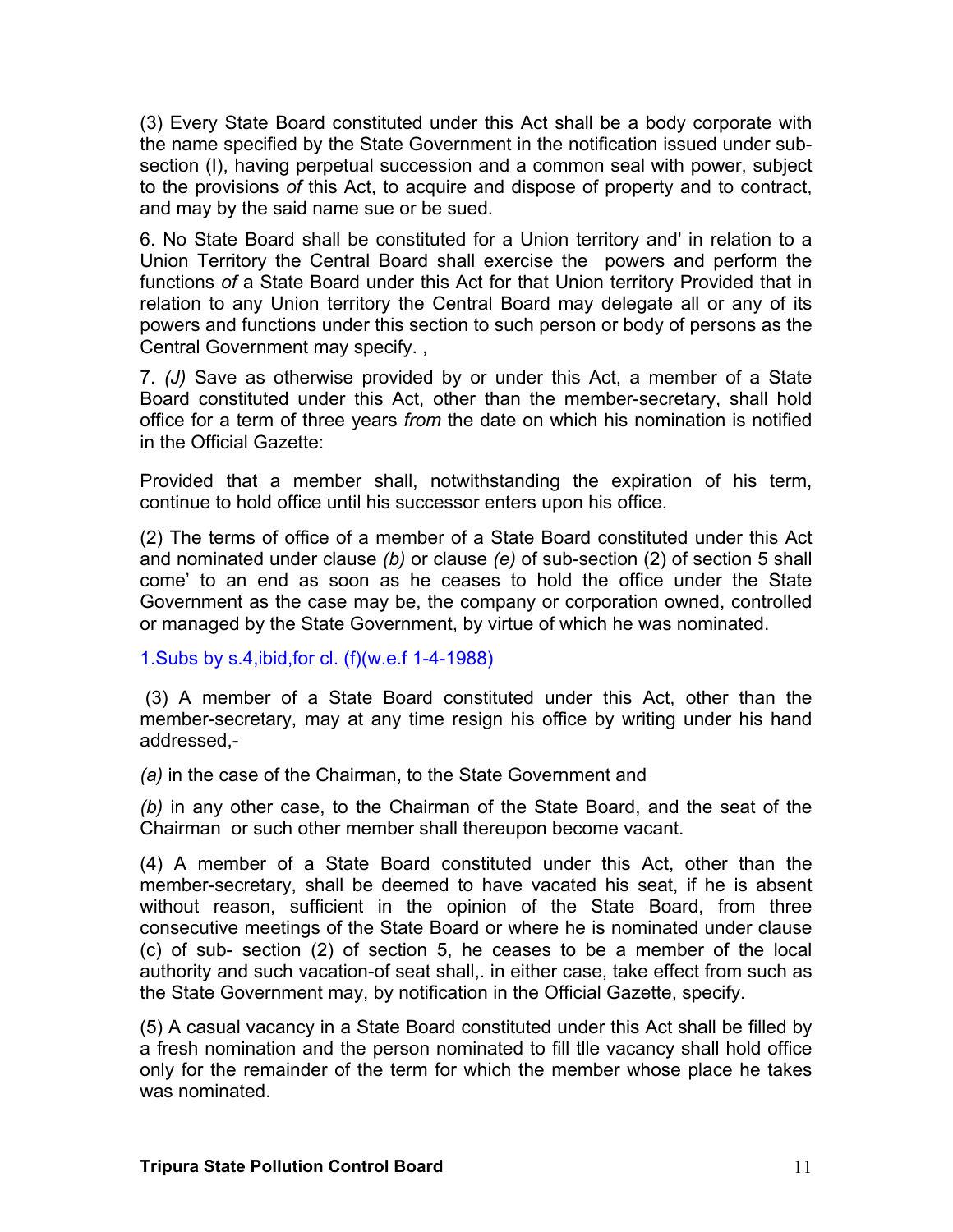(3) Every State Board constituted under this Act shall be a body corporate with the name specified by the State Government in the notification issued under sub-section (l), having perpetual succession and a common seal with power, subject to the provisions *of* this Act, to acquire and dispose of property and to contract, and may by the said name sue or be sued.

6. No State Board shall be constituted for a Union territory and' in relation to a Union Territory the Central Board shall exercise the powers and perform the functions *of* a State Board under this Act for that Union territory Provided that in relation to any Union territory the Central Board may delegate all or any of its powers and functions under this section to such person or body of persons as the Central Government may specify. ,

7. *(J)* Save as otherwise provided by or under this Act, a member of a State Board constituted under this Act, other than the member-secretary, shall hold office for a term of three years *from* the date on which his nomination is notified in the Official Gazette:

Provided that a member shall, notwithstanding the expiration of his term, continue to hold office until his successor enters upon his office.

(2) The terms of office of a member of a State Board constituted under this Act and nominated under clause *(b)* or clause *(e)* of sub-section (2) of section 5 shall come' to an end as soon as he ceases to hold the office under the State Government as the case may be, the company or corporation owned, controlled or managed by the State Government, by virtue of which he was nominated.

1.Subs by s.4,ibid,for cl. (f)(w.e.f 1-4-1988)

(3) A member of a State Board constituted under this Act, other than the member-secretary, may at any time resign his office by writing under his hand addressed,-

*(a)* in the case of the Chairman, to the State Government and

*(b)* in any other case, to the Chairman of the State Board, and the seat of the Chairman or such other member shall thereupon become vacant.

(4) A member of a State Board constituted under this Act, other than the member-secretary, shall be deemed to have vacated his seat, if he is absent without reason, sufficient in the opinion of the State Board, from three consecutive meetings of the State Board or where he is nominated under clause (c) of sub- section (2) of section 5, he ceases to be a member of the local authority and such vacation-of seat shall,. in either case, take effect from such as the State Government may, by notification in the Official Gazette, specify.

(5) A casual vacancy in a State Board constituted under this Act shall be filled by a fresh nomination and the person nominated to fill tlle vacancy shall hold office only for the remainder of the term for which the member whose place he takes was nominated.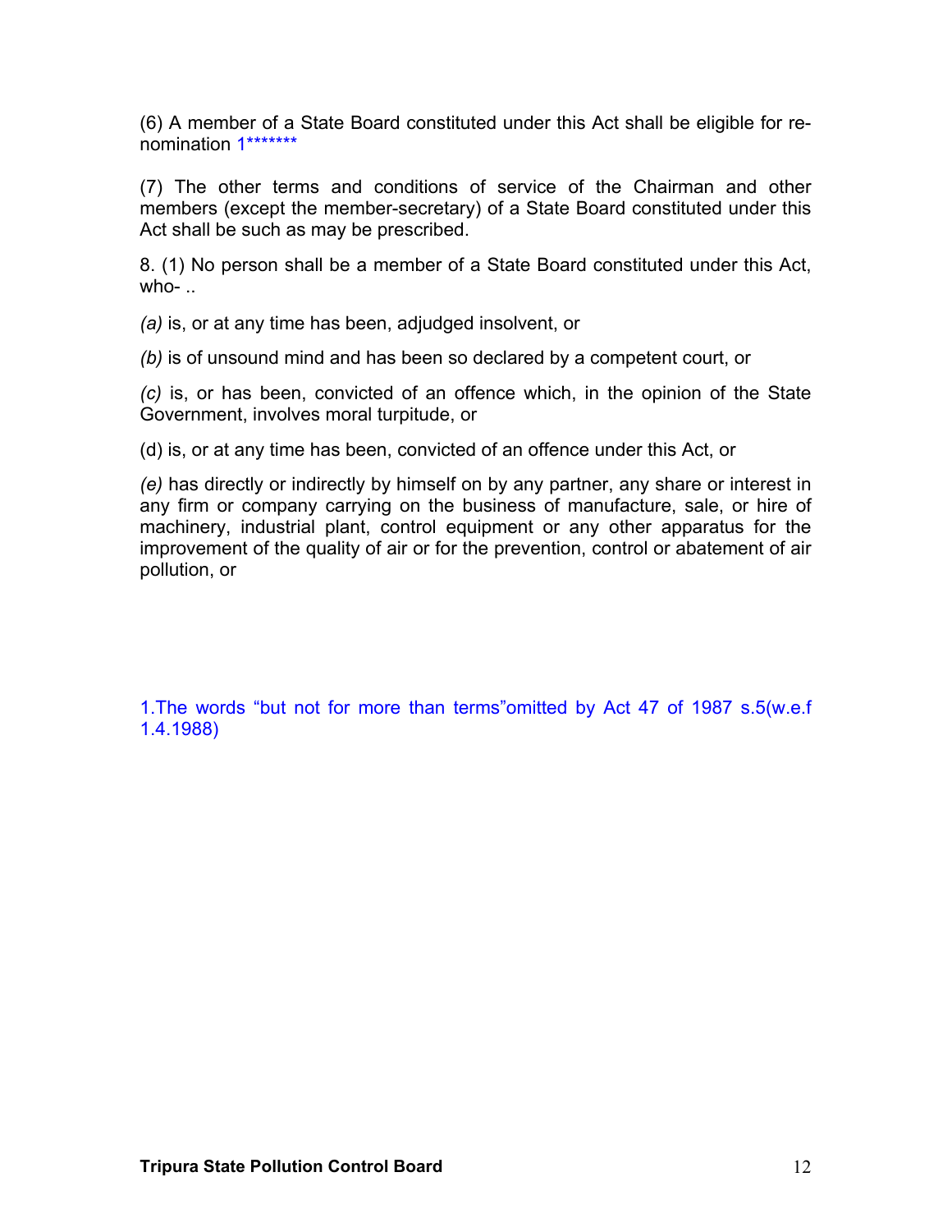(6) A member of a State Board constituted under this Act shall be eligible for re-nomination [1]*******

(7) The other terms and conditions of service of the Chairman and other members (except the member-secretary) of a State Board constituted under this Act shall be such as may be prescribed.

8. (1) No person shall be a member of a State Board constituted under this Act, who- ..

*(a)* is, or at any time has been, adjudged insolvent, or

*(b)* is of unsound mind and has been so declared by a competent court, or

*(c)* is, or has been, convicted of an offence which, in the opinion of the State Government, involves moral turpitude, or

(d) is, or at any time has been, convicted of an offence under this Act, or

*(e)* has directly or indirectly by himself on by any partner, any share or interest in any firm or company carrying on the business of manufacture, sale, or hire of machinery, industrial plant, control equipment or any other apparatus for the improvement of the quality of air or for the prevention, control or abatement of air pollution, or

1.The words "but not for more than terms"omitted by Act 47 of 1987 s.5(w.e.f 1.4.1988)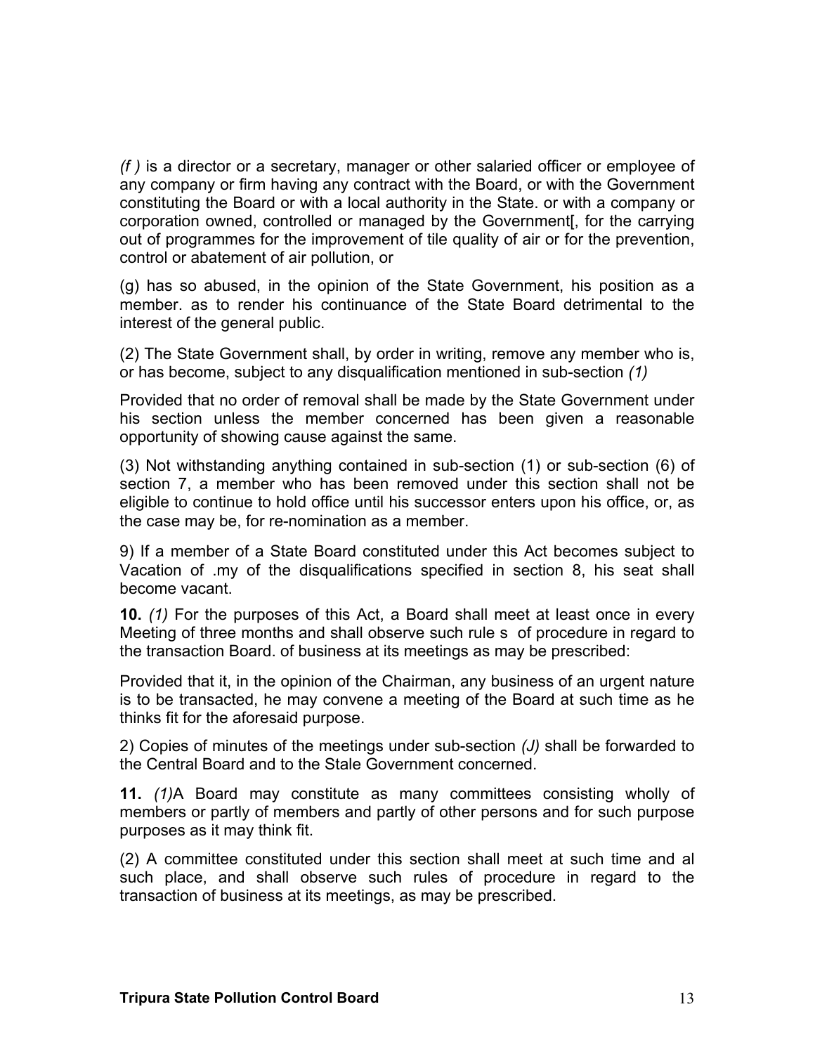*(f )* is a director or a secretary, manager or other salaried officer or employee of any company or firm having any contract with the Board, or with the Government constituting the Board or with a local authority in the State. or with a company or corporation owned, controlled or managed by the Government[, for the carrying out of programmes for the improvement of tile quality of air or for the prevention, control or abatement of air pollution, or

(g) has so abused, in the opinion of the State Government, his position as a member. as to render his continuance of the State Board detrimental to the interest of the general public.

(2) The State Government shall, by order in writing, remove any member who is, or has become, subject to any disqualification mentioned in sub-section *(1)*

Provided that no order of removal shall be made by the State Government under his section unless the member concerned has been given a reasonable opportunity of showing cause against the same.

(3) Not withstanding anything contained in sub-section (1) or sub-section (6) of section 7, a member who has been removed under this section shall not be eligible to continue to hold office until his successor enters upon his office, or, as the case may be, for re-nomination as a member.

9) If a member of a State Board constituted under this Act becomes subject to Vacation of .my of the disqualifications specified in section 8, his seat shall become vacant.

**10.** *(1)* For the purposes of this Act, a Board shall meet at least once in every Meeting of three months and shall observe such rule s of procedure in regard to the transaction Board. of business at its meetings as may be prescribed:

Provided that it, in the opinion of the Chairman, any business of an urgent nature is to be transacted, he may convene a meeting of the Board at such time as he thinks fit for the aforesaid purpose.

2) Copies of minutes of the meetings under sub-section *(J)* shall be forwarded to the Central Board and to the Stale Government concerned.

**11.** *(1)*A Board may constitute as many committees consisting wholly of members or partly of members and partly of other persons and for such purpose purposes as it may think fit.

(2) A committee constituted under this section shall meet at such time and al such place, and shall observe such rules of procedure in regard to the transaction of business at its meetings, as may be prescribed.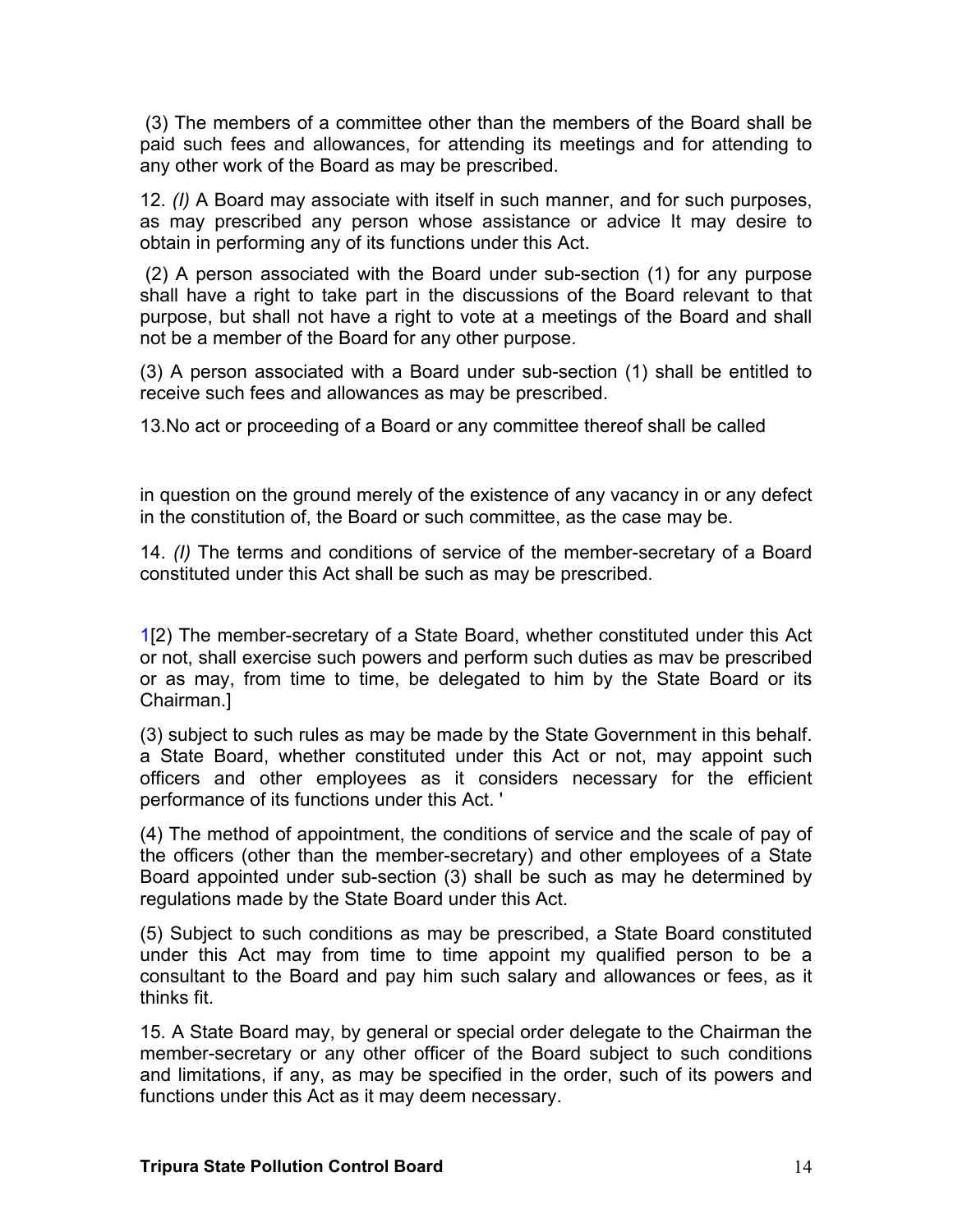(3) The members of a committee other than the members of the Board shall be paid such fees and allowances, for attending its meetings and for attending to any other work of the Board as may be prescribed.

12. *(I)* A Board may associate with itself in such manner, and for such purposes, as may prescribed any person whose assistance or advice It may desire to obtain in performing any of its functions under this Act.

(2) A person associated with the Board under sub-section (1) for any purpose shall have a right to take part in the discussions of the Board relevant to that purpose, but shall not have a right to vote at a meetings of the Board and shall not be a member of the Board for any other purpose.

(3) A person associated with a Board under sub-section (1) shall be entitled to receive such fees and allowances as may be prescribed.

13.No act or proceeding of a Board or any committee thereof shall be called in question on the ground merely of the existence of any vacancy in or any defect in the constitution of, the Board or such committee, as the case may be.

14. *(I)* The terms and conditions of service of the member-secretary of a Board constituted under this Act shall be such as may be prescribed.

1[2) The member-secretary of a State Board, whether constituted under this Act or not, shall exercise such powers and perform such duties as mav be prescribed or as may, from time to time, be delegated to him by the State Board or its Chairman.]

(3) subject to such rules as may be made by the State Government in this behalf. a State Board, whether constituted under this Act or not, may appoint such officers and other employees as it considers necessary for the efficient performance of its functions under this Act. '

(4) The method of appointment, the conditions of service and the scale of pay of the officers (other than the member-secretary) and other employees of a State Board appointed under sub-section (3) shall be such as may he determined by regulations made by the State Board under this Act.

(5) Subject to such conditions as may be prescribed, a State Board constituted under this Act may from time to time appoint my qualified person to be a consultant to the Board and pay him such salary and allowances or fees, as it thinks fit.

15. A State Board may, by general or special order delegate to the Chairman the member-secretary or any other officer of the Board subject to such conditions and limitations, if any, as may be specified in the order, such of its powers and functions under this Act as it may deem necessary.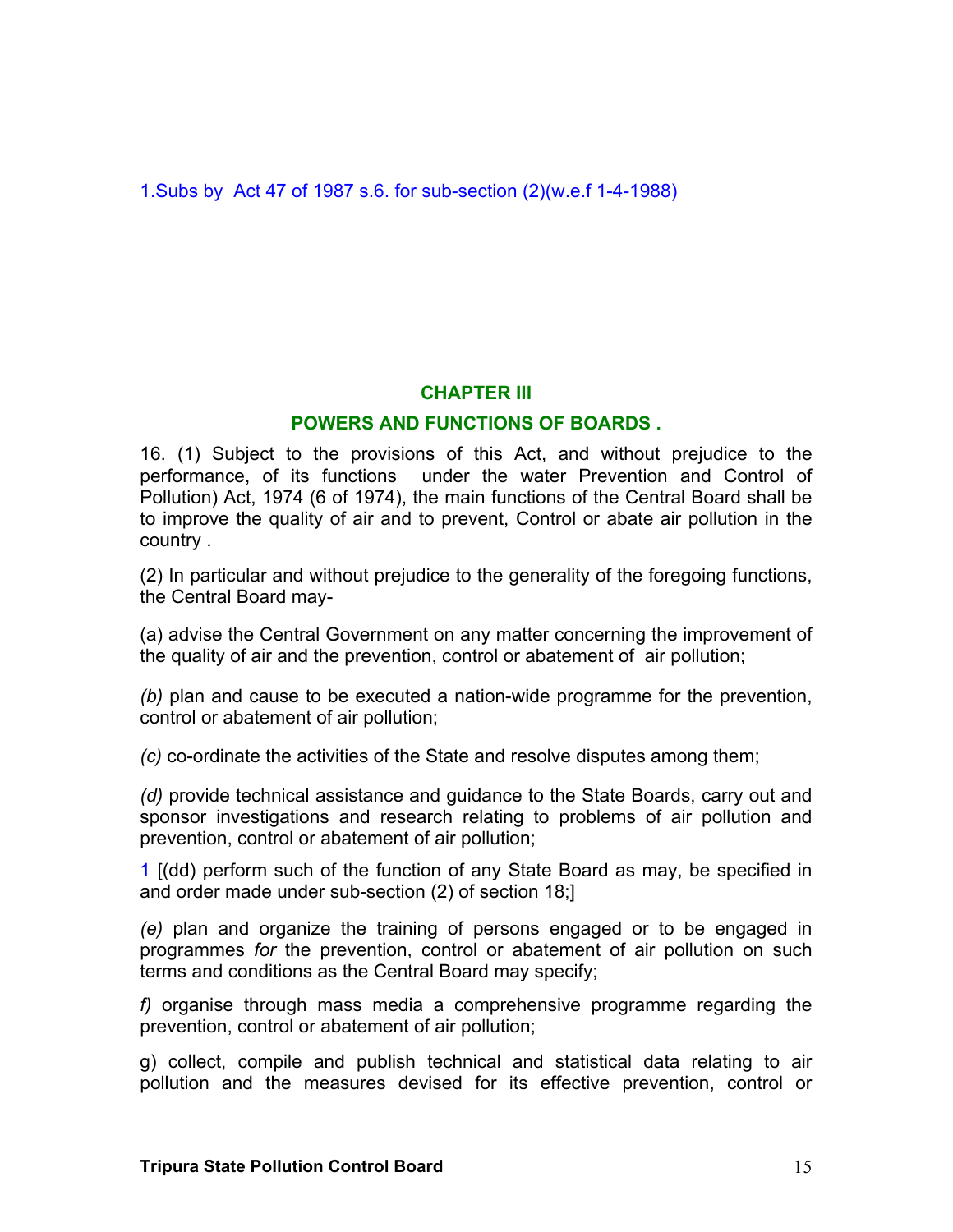1.Subs by Act 47 of 1987 s.6. for sub-section (2)(w.e.f 1-4-1988)

## CHAPTER III

## POWERS AND FUNCTIONS OF BOARDS .

16. (1) Subject to the provisions of this Act, and without prejudice to the performance, of its functions under the water Prevention and Control of Pollution) Act, 1974 (6 of 1974), the main functions of the Central Board shall be to improve the quality of air and to prevent, Control or abate air pollution in the country .

(2) In particular and without prejudice to the generality of the foregoing functions, the Central Board may-

(a) advise the Central Government on any matter concerning the improvement of the quality of air and the prevention, control or abatement of air pollution;

*(b)* plan and cause to be executed a nation-wide programme for the prevention, control or abatement of air pollution;

*(c)* co-ordinate the activities of the State and resolve disputes among them;

*(d)* provide technical assistance and guidance to the State Boards, carry out and sponsor investigations and research relating to problems of air pollution and prevention, control or abatement of air pollution;

1 [(dd) perform such of the function of any State Board as may, be specified in and order made under sub-section (2) of section 18;]

*(e)* plan and organize the training of persons engaged or to be engaged in programmes *for* the prevention, control or abatement of air pollution on such terms and conditions as the Central Board may specify;

*f)* organise through mass media a comprehensive programme regarding the prevention, control or abatement of air pollution;

g) collect, compile and publish technical and statistical data relating to air pollution and the measures devised for its effective prevention, control or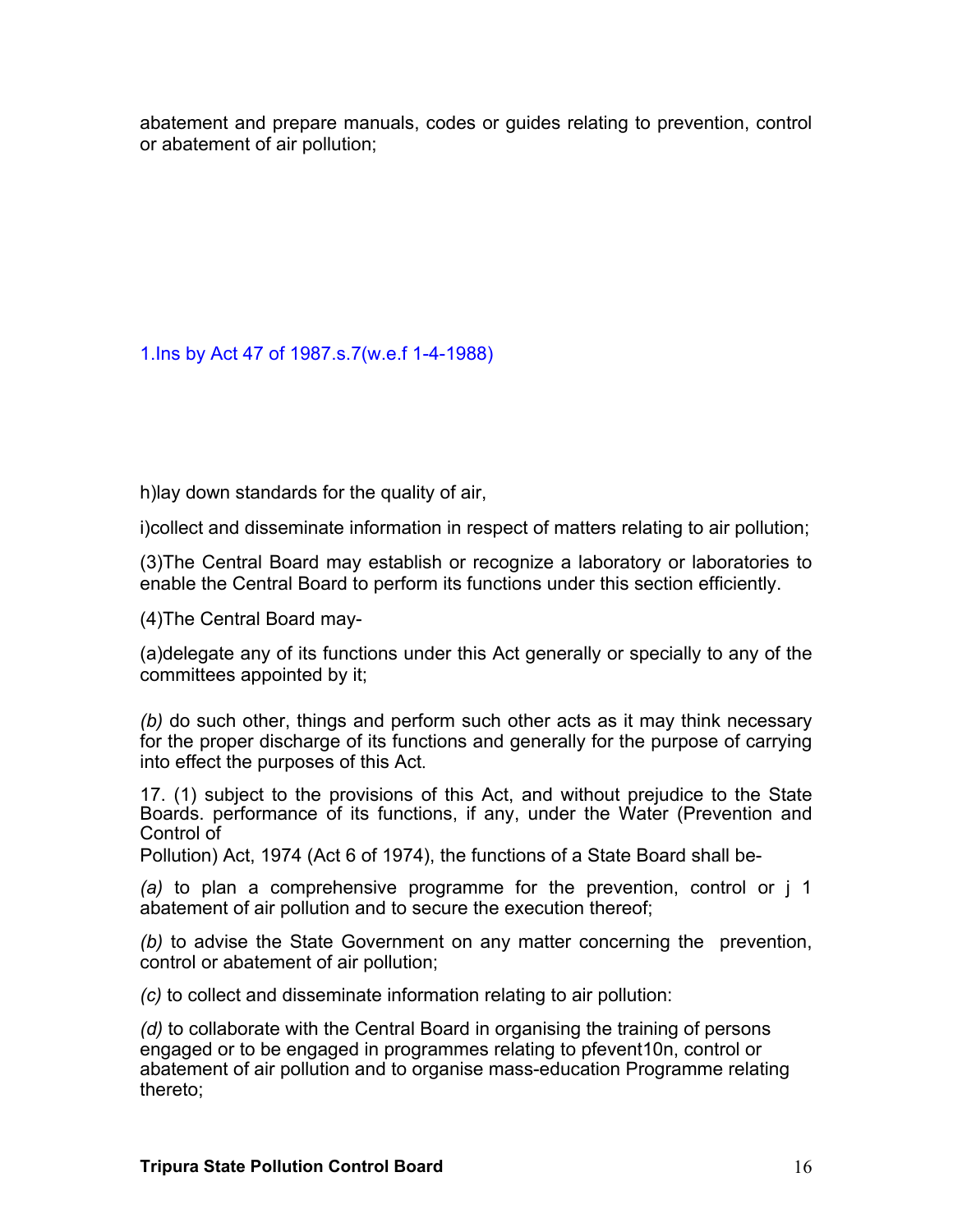abatement and prepare manuals, codes or guides relating to prevention, control or abatement of air pollution;

1.Ins by Act 47 of 1987.s.7(w.e.f 1-4-1988)

h)lay down standards for the quality of air,

i)collect and disseminate information in respect of matters relating to air pollution;

(3)The Central Board may establish or recognize a laboratory or laboratories to enable the Central Board to perform its functions under this section efficiently.

(4)The Central Board may-

(a)delegate any of its functions under this Act generally or specially to any of the committees appointed by it;

*(b)* do such other, things and perform such other acts as it may think necessary for the proper discharge of its functions and generally for the purpose of carrying into effect the purposes of this Act.

17. (1) subject to the provisions of this Act, and without prejudice to the State Boards. performance of its functions, if any, under the Water (Prevention and Control of Pollution) Act, 1974 (Act 6 of 1974), the functions of a State Board shall be-

*(a)* to plan a comprehensive programme for the prevention, control or j 1 abatement of air pollution and to secure the execution thereof;

*(b)* to advise the State Government on any matter concerning the prevention, control or abatement of air pollution;

*(c)* to collect and disseminate information relating to air pollution:

*(d)* to collaborate with the Central Board in organising the training of persons engaged or to be engaged in programmes relating to pfevent10n, control or abatement of air pollution and to organise mass-education Programme relating thereto;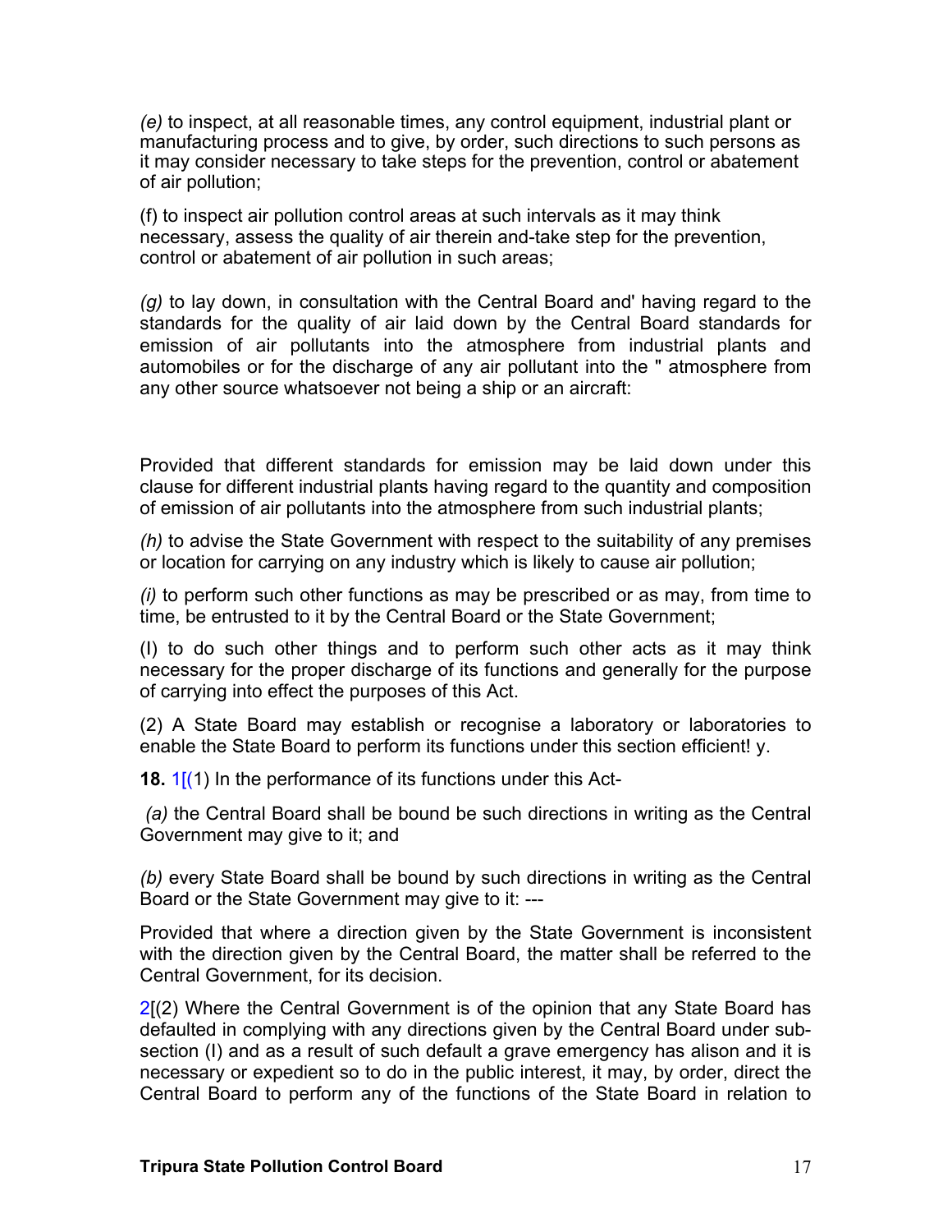*(e)* to inspect, at all reasonable times, any control equipment, industrial plant or manufacturing process and to give, by order, such directions to such persons as it may consider necessary to take steps for the prevention, control or abatement of air pollution;

(f) to inspect air pollution control areas at such intervals as it may think necessary, assess the quality of air therein and-take step for the prevention, control or abatement of air pollution in such areas;

*(g)* to lay down, in consultation with the Central Board and' having regard to the standards for the quality of air laid down by the Central Board standards for emission of air pollutants into the atmosphere from industrial plants and automobiles or for the discharge of any air pollutant into the " atmosphere from any other source whatsoever not being a ship or an aircraft:

Provided that different standards for emission may be laid down under this clause for different industrial plants having regard to the quantity and composition of emission of air pollutants into the atmosphere from such industrial plants;

*(h)* to advise the State Government with respect to the suitability of any premises or location for carrying on any industry which is likely to cause air pollution;

*(i)* to perform such other functions as may be prescribed or as may, from time to time, be entrusted to it by the Central Board or the State Government;

(I) to do such other things and to perform such other acts as it may think necessary for the proper discharge of its functions and generally for the purpose of carrying into effect the purposes of this Act.

(2) A State Board may establish or recognise a laboratory or laboratories to enable the State Board to perform its functions under this section efficient! y.

**18.** 1[(1) In the performance of its functions under this Act-

*(a)* the Central Board shall be bound be such directions in writing as the Central Government may give to it; and

*(b)* every State Board shall be bound by such directions in writing as the Central Board or the State Government may give to it: ---

Provided that where a direction given by the State Government is inconsistent with the direction given by the Central Board, the matter shall be referred to the Central Government, for its decision.

2[(2) Where the Central Government is of the opinion that any State Board has defaulted in complying with any directions given by the Central Board under sub-section (I) and as a result of such default a grave emergency has alison and it is necessary or expedient so to do in the public interest, it may, by order, direct the Central Board to perform any of the functions of the State Board in relation to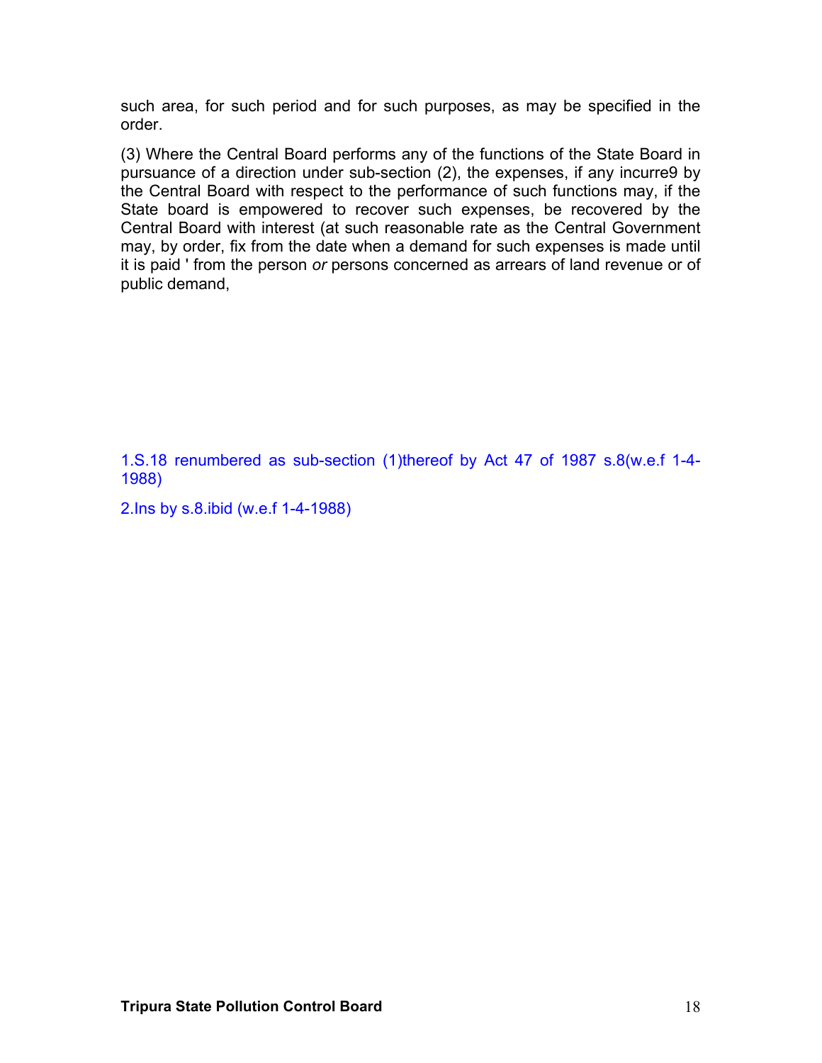such area, for such period and for such purposes, as may be specified in the order.

(3) Where the Central Board performs any of the functions of the State Board in pursuance of a direction under sub-section (2), the expenses, if any incurre9 by the Central Board with respect to the performance of such functions may, if the State board is empowered to recover such expenses, be recovered by the Central Board with interest (at such reasonable rate as the Central Government may, by order, fix from the date when a demand for such expenses is made until it is paid ' from the person *or* persons concerned as arrears of land revenue or of public demand,

1.S.18 renumbered as sub-section (1)thereof by Act 47 of 1987 s.8(w.e.f 1-4-1988)

2.Ins by s.8.ibid (w.e.f 1-4-1988)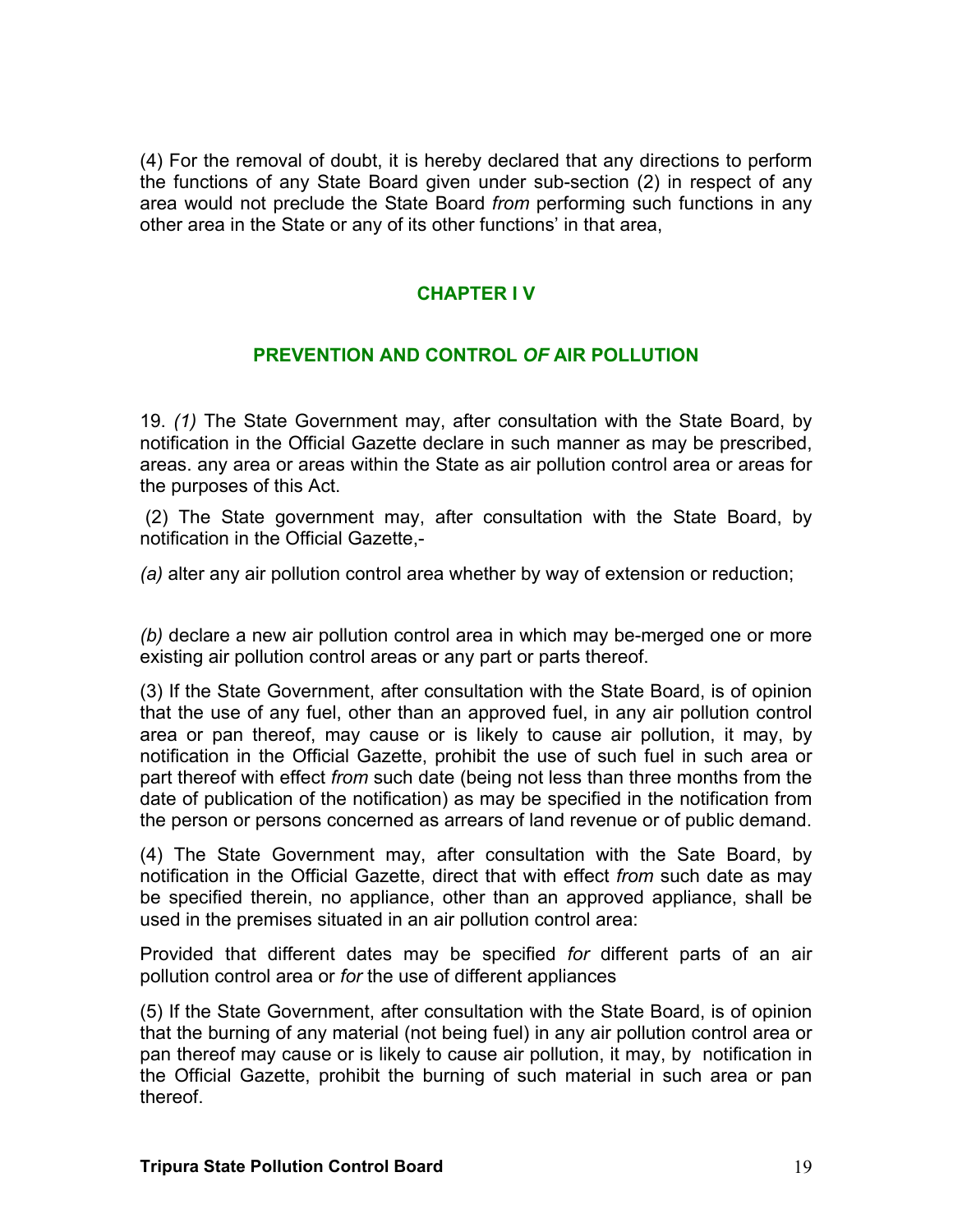(4) For the removal of doubt, it is hereby declared that any directions to perform the functions of any State Board given under sub-section (2) in respect of any area would not preclude the State Board *from* performing such functions in any other area in the State or any of its other functions' in that area,

## CHAPTER I V

## PREVENTION AND CONTROL *OF* AIR POLLUTION

19. *(1)* The State Government may, after consultation with the State Board, by notification in the Official Gazette declare in such manner as may be prescribed, areas. any area or areas within the State as air pollution control area or areas for the purposes of this Act.

(2) The State government may, after consultation with the State Board, by notification in the Official Gazette,-

*(a)* alter any air pollution control area whether by way of extension or reduction;

*(b)* declare a new air pollution control area in which may be-merged one or more existing air pollution control areas or any part or parts thereof.

(3) If the State Government, after consultation with the State Board, is of opinion that the use of any fuel, other than an approved fuel, in any air pollution control area or pan thereof, may cause or is likely to cause air pollution, it may, by notification in the Official Gazette, prohibit the use of such fuel in such area or part thereof with effect *from* such date (being not less than three months from the date of publication of the notification) as may be specified in the notification from the person or persons concerned as arrears of land revenue or of public demand.

(4) The State Government may, after consultation with the Sate Board, by notification in the Official Gazette, direct that with effect *from* such date as may be specified therein, no appliance, other than an approved appliance, shall be used in the premises situated in an air pollution control area:

Provided that different dates may be specified *for* different parts of an air pollution control area or *for* the use of different appliances

(5) If the State Government, after consultation with the State Board, is of opinion that the burning of any material (not being fuel) in any air pollution control area or pan thereof may cause or is likely to cause air pollution, it may, by notification in the Official Gazette, prohibit the burning of such material in such area or pan thereof.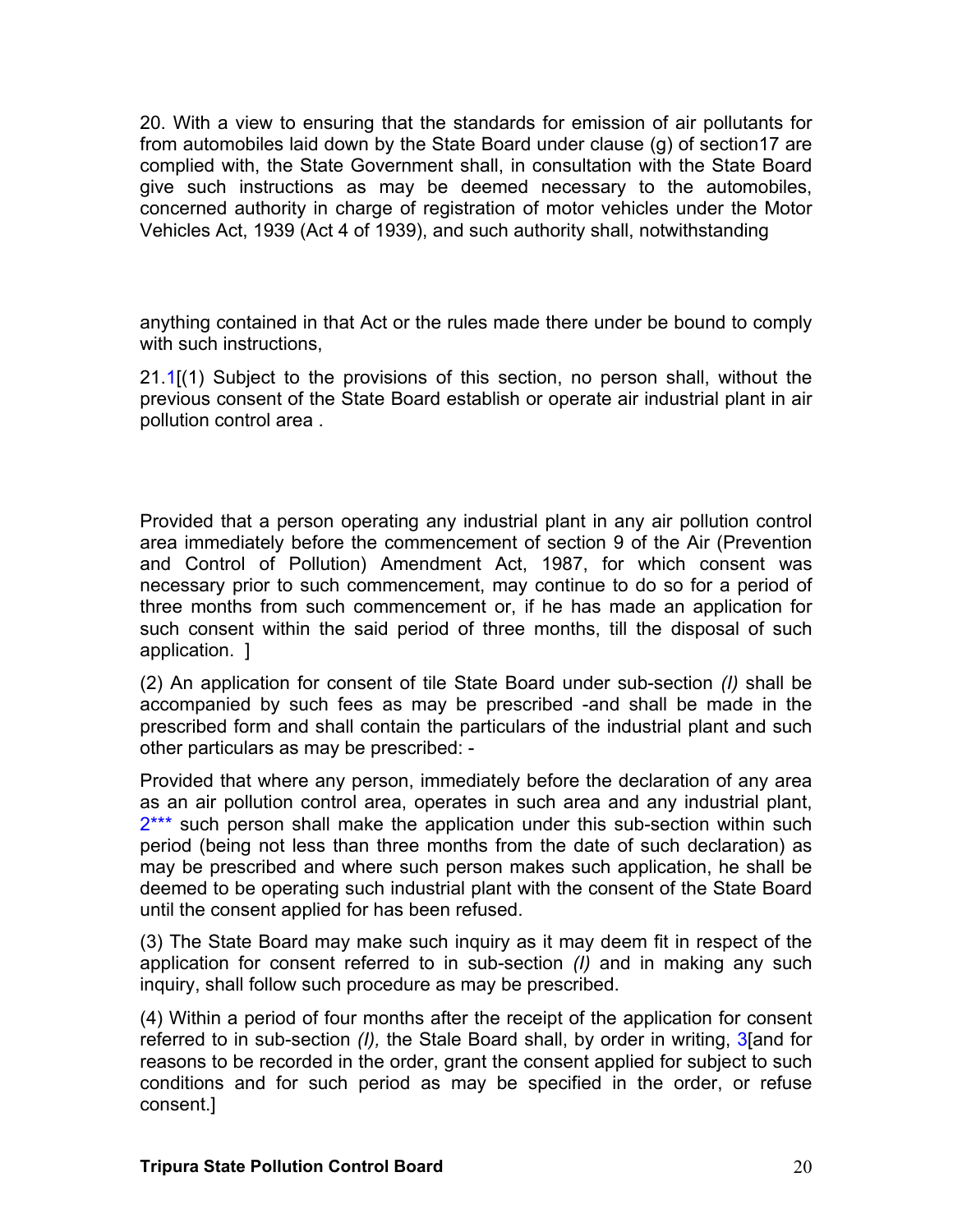20. With a view to ensuring that the standards for emission of air pollutants for from automobiles laid down by the State Board under clause (g) of section17 are complied with, the State Government shall, in consultation with the State Board give such instructions as may be deemed necessary to the automobiles, concerned authority in charge of registration of motor vehicles under the Motor Vehicles Act, 1939 (Act 4 of 1939), and such authority shall, notwithstanding

anything contained in that Act or the rules made there under be bound to comply with such instructions,

21.1[(1) Subject to the provisions of this section, no person shall, without the previous consent of the State Board establish or operate air industrial plant in air pollution control area .

Provided that a person operating any industrial plant in any air pollution control area immediately before the commencement of section 9 of the Air (Prevention and Control of Pollution) Amendment Act, 1987, for which consent was necessary prior to such commencement, may continue to do so for a period of three months from such commencement or, if he has made an application for such consent within the said period of three months, till the disposal of such application. ]

(2) An application for consent of tile State Board under sub-section *(l)* shall be accompanied by such fees as may be prescribed -and shall be made in the prescribed form and shall contain the particulars of the industrial plant and such other particulars as may be prescribed: -

Provided that where any person, immediately before the declaration of any area as an air pollution control area, operates in such area and any industrial plant, 2*** such person shall make the application under this sub-section within such period (being not less than three months from the date of such declaration) as may be prescribed and where such person makes such application, he shall be deemed to be operating such industrial plant with the consent of the State Board until the consent applied for has been refused.

(3) The State Board may make such inquiry as it may deem fit in respect of the application for consent referred to in sub-section *(l)* and in making any such inquiry, shall follow such procedure as may be prescribed.

(4) Within a period of four months after the receipt of the application for consent referred to in sub-section *(l),* the Stale Board shall, by order in writing, 3[and for reasons to be recorded in the order, grant the consent applied for subject to such conditions and for such period as may be specified in the order, or refuse consent.]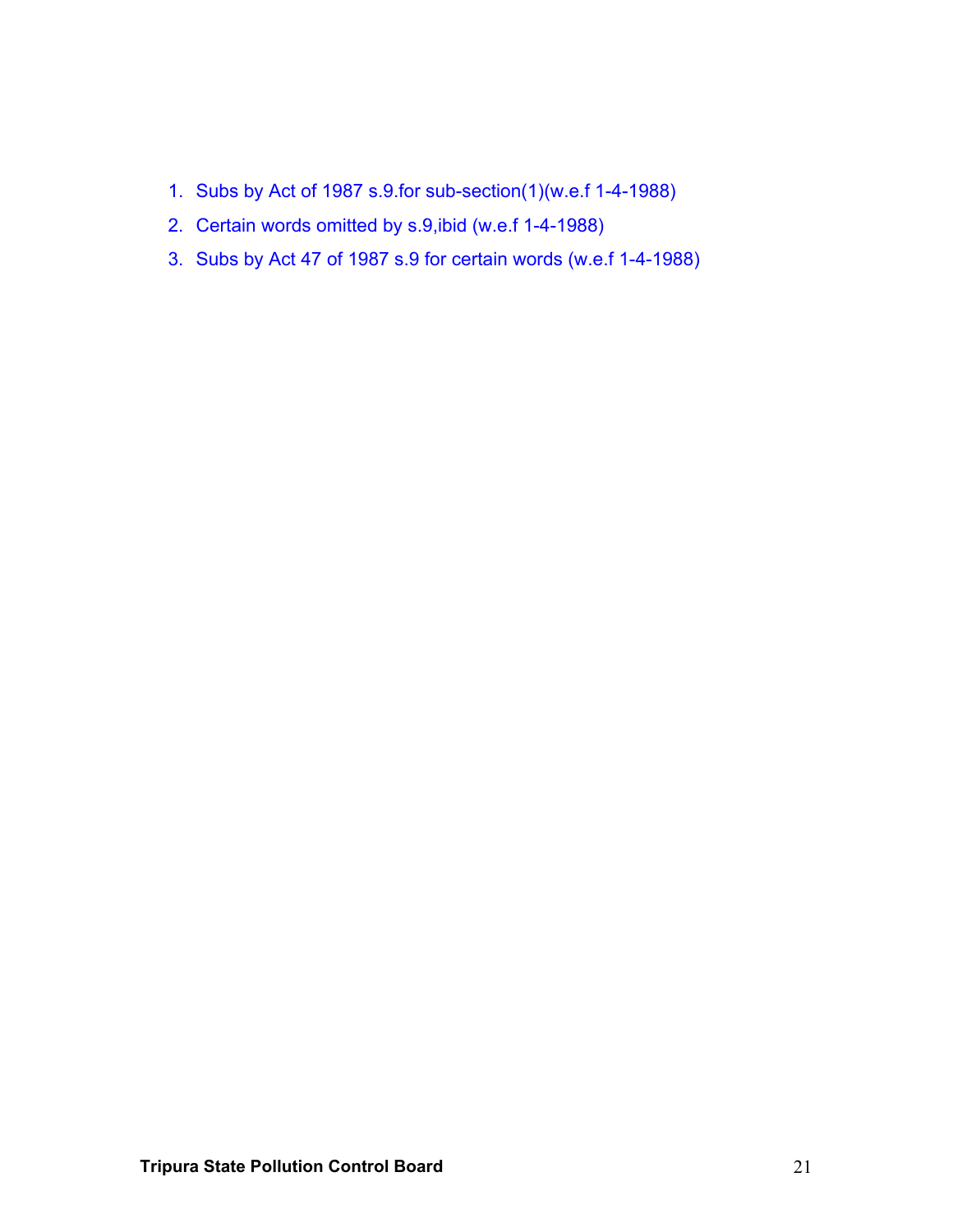1. Subs by Act of 1987 s.9.for sub-section(1)(w.e.f 1-4-1988)
2. Certain words omitted by s.9,ibid (w.e.f 1-4-1988)
3. Subs by Act 47 of 1987 s.9 for certain words (w.e.f 1-4-1988)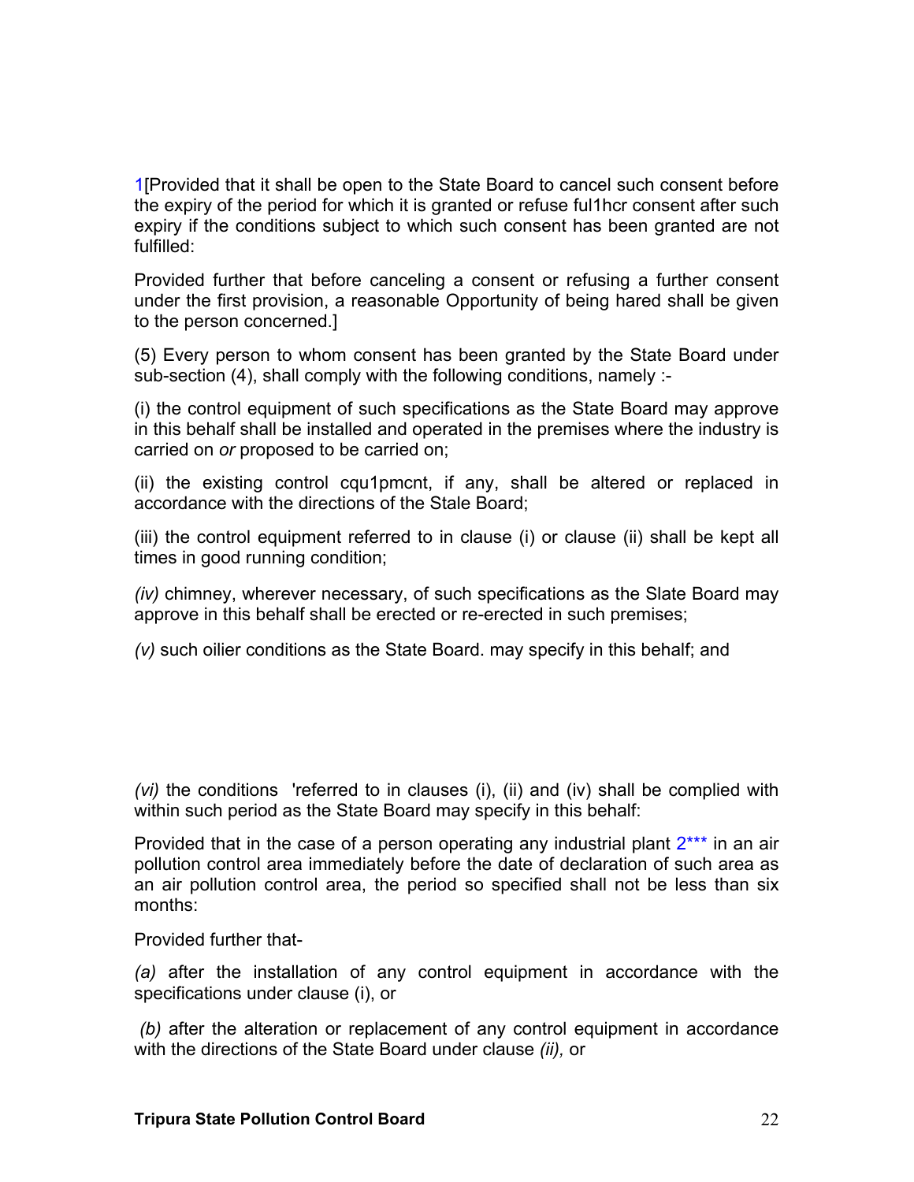1[Provided that it shall be open to the State Board to cancel such consent before the expiry of the period for which it is granted or refuse ful1hcr consent after such expiry if the conditions subject to which such consent has been granted are not fulfilled:

Provided further that before canceling a consent or refusing a further consent under the first provision, a reasonable Opportunity of being hared shall be given to the person concerned.]

(5) Every person to whom consent has been granted by the State Board under sub-section (4), shall comply with the following conditions, namely :-

(i) the control equipment of such specifications as the State Board may approve in this behalf shall be installed and operated in the premises where the industry is carried on *or* proposed to be carried on;

(ii) the existing control cqu1pmcnt, if any, shall be altered or replaced in accordance with the directions of the Stale Board;

(iii) the control equipment referred to in clause (i) or clause (ii) shall be kept all times in good running condition;

*(iv)* chimney, wherever necessary, of such specifications as the Slate Board may approve in this behalf shall be erected or re-erected in such premises;

*(v)* such oilier conditions as the State Board. may specify in this behalf; and

*(vi)* the conditions 'referred to in clauses (i), (ii) and (iv) shall be complied with within such period as the State Board may specify in this behalf:

Provided that in the case of a person operating any industrial plant 2*** in an air pollution control area immediately before the date of declaration of such area as an air pollution control area, the period so specified shall not be less than six months:

Provided further that-

*(a)* after the installation of any control equipment in accordance with the specifications under clause (i), or

*(b)* after the alteration or replacement of any control equipment in accordance with the directions of the State Board under clause *(ii),* or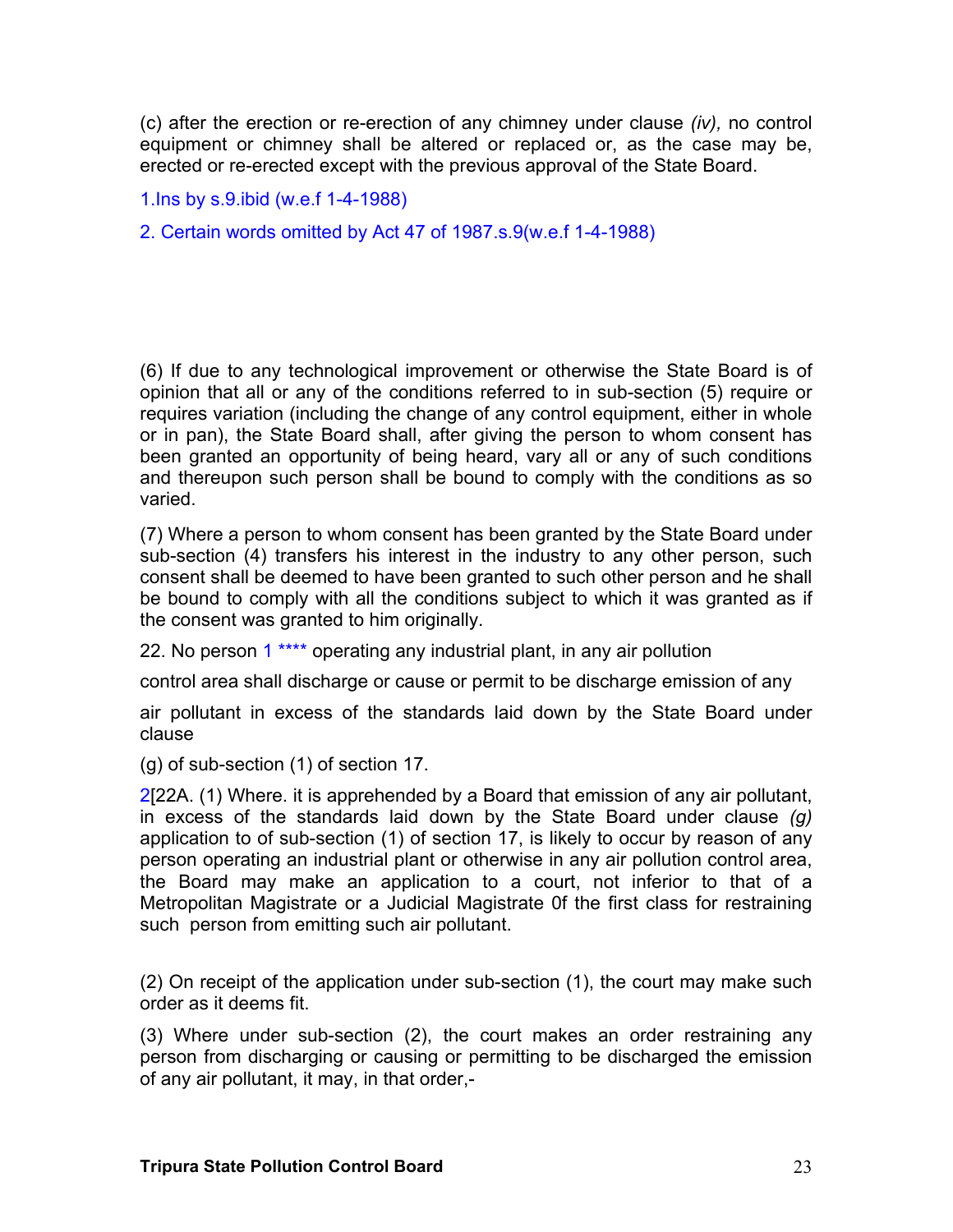(c) after the erection or re-erection of any chimney under clause *(iv),* no control equipment or chimney shall be altered or replaced or, as the case may be, erected or re-erected except with the previous approval of the State Board.

1.Ins by s.9.ibid (w.e.f 1-4-1988)

2. Certain words omitted by Act 47 of 1987.s.9(w.e.f 1-4-1988)

(6) If due to any technological improvement or otherwise the State Board is of opinion that all or any of the conditions referred to in sub-section (5) require or requires variation (including the change of any control equipment, either in whole or in pan), the State Board shall, after giving the person to whom consent has been granted an opportunity of being heard, vary all or any of such conditions and thereupon such person shall be bound to comply with the conditions as so varied.

(7) Where a person to whom consent has been granted by the State Board under sub-section (4) transfers his interest in the industry to any other person, such consent shall be deemed to have been granted to such other person and he shall be bound to comply with all the conditions subject to which it was granted as if the consent was granted to him originally.

22. No person 1 **** operating any industrial plant, in any air pollution

control area shall discharge or cause or permit to be discharge emission of any

air pollutant in excess of the standards laid down by the State Board under clause

(g) of sub-section (1) of section 17.

2[22A. (1) Where. it is apprehended by a Board that emission of any air pollutant, in excess of the standards laid down by the State Board under clause *(g)* application to of sub-section (1) of section 17, is likely to occur by reason of any person operating an industrial plant or otherwise in any air pollution control area, the Board may make an application to a court, not inferior to that of a Metropolitan Magistrate or a Judicial Magistrate 0f the first class for restraining such person from emitting such air pollutant.

(2) On receipt of the application under sub-section (1), the court may make such order as it deems fit.

(3) Where under sub-section (2), the court makes an order restraining any person from discharging or causing or permitting to be discharged the emission of any air pollutant, it may, in that order,-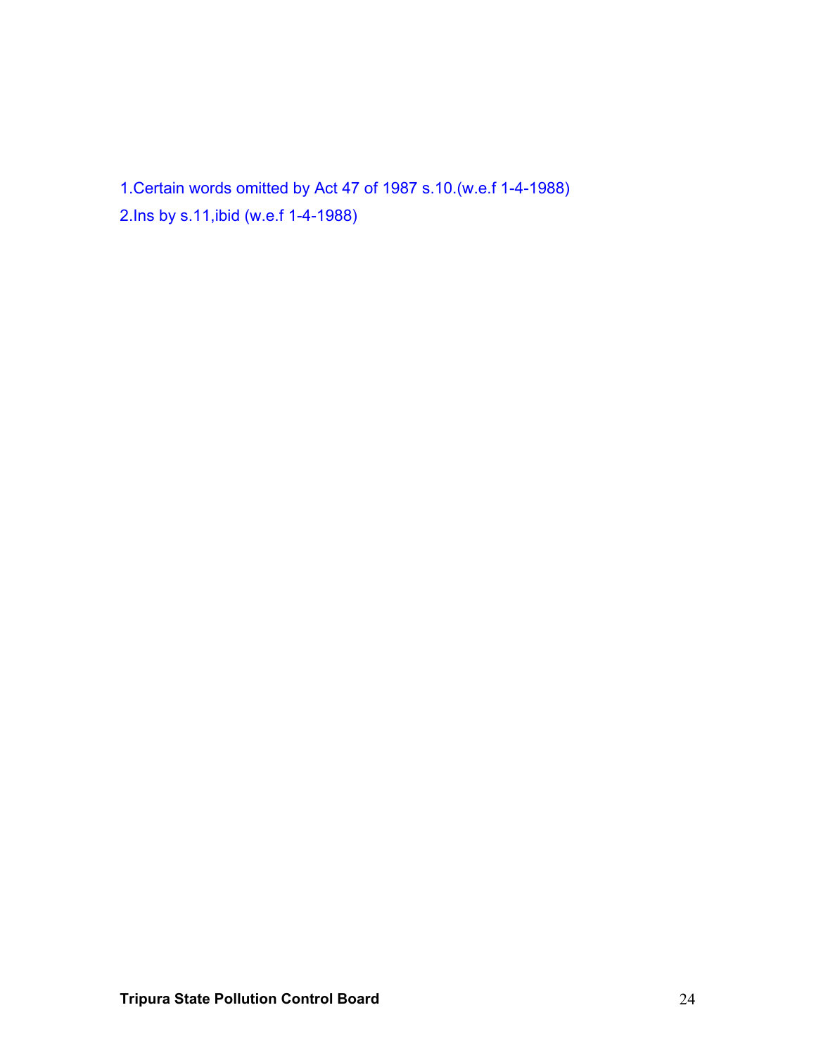1.Certain words omitted by Act 47 of 1987 s.10.(w.e.f 1-4-1988)

2.Ins by s.11,ibid (w.e.f 1-4-1988)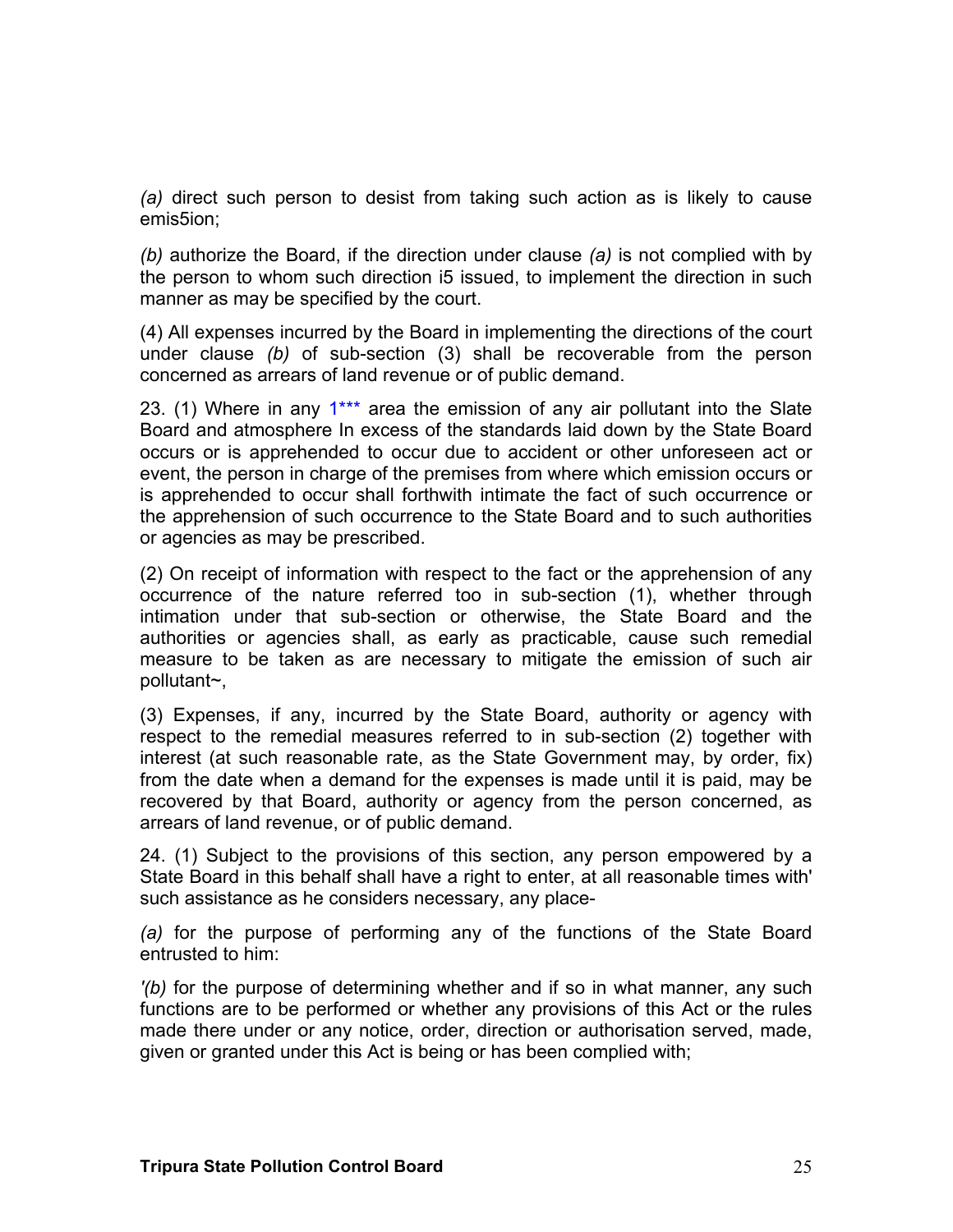*(a)* direct such person to desist from taking such action as is likely to cause emis5ion;

*(b)* authorize the Board, if the direction under clause *(a)* is not complied with by the person to whom such direction i5 issued, to implement the direction in such manner as may be specified by the court.

(4) All expenses incurred by the Board in implementing the directions of the court under clause *(b)* of sub-section (3) shall be recoverable from the person concerned as arrears of land revenue or of public demand.

23. (1) Where in any 1*** area the emission of any air pollutant into the Slate Board and atmosphere In excess of the standards laid down by the State Board occurs or is apprehended to occur due to accident or other unforeseen act or event, the person in charge of the premises from where which emission occurs or is apprehended to occur shall forthwith intimate the fact of such occurrence or the apprehension of such occurrence to the State Board and to such authorities or agencies as may be prescribed.

(2) On receipt of information with respect to the fact or the apprehension of any occurrence of the nature referred too in sub-section (1), whether through intimation under that sub-section or otherwise, the State Board and the authorities or agencies shall, as early as practicable, cause such remedial measure to be taken as are necessary to mitigate the emission of such air pollutant~,

(3) Expenses, if any, incurred by the State Board, authority or agency with respect to the remedial measures referred to in sub-section (2) together with interest (at such reasonable rate, as the State Government may, by order, fix) from the date when a demand for the expenses is made until it is paid, may be recovered by that Board, authority or agency from the person concerned, as arrears of land revenue, or of public demand.

24. (1) Subject to the provisions of this section, any person empowered by a State Board in this behalf shall have a right to enter, at all reasonable times with' such assistance as he considers necessary, any place-

*(a)* for the purpose of performing any of the functions of the State Board entrusted to him:

'*(b)* for the purpose of determining whether and if so in what manner, any such functions are to be performed or whether any provisions of this Act or the rules made there under or any notice, order, direction or authorisation served, made, given or granted under this Act is being or has been complied with;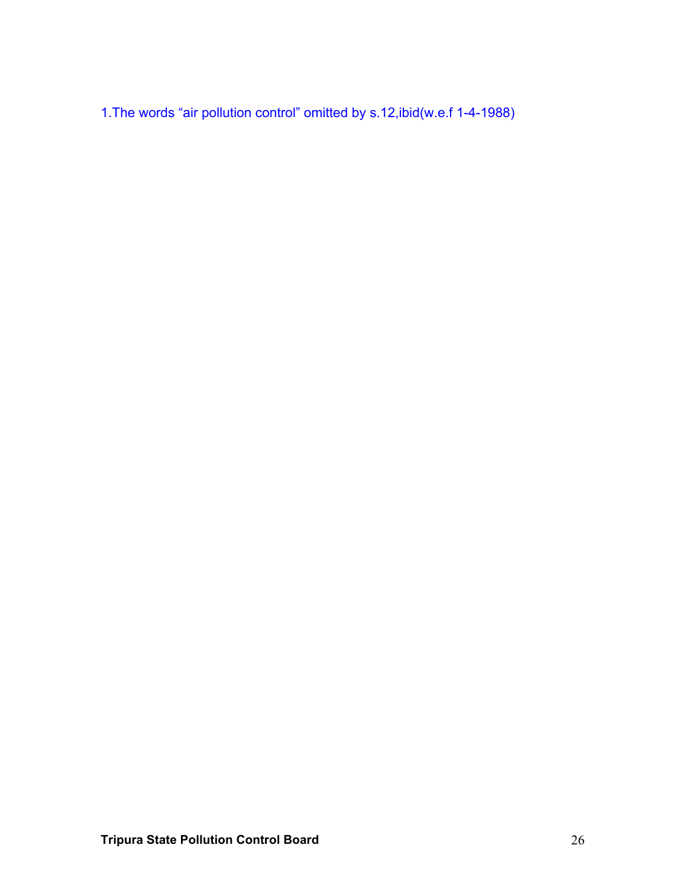1.The words “air pollution control” omitted by s.12,ibid(w.e.f 1-4-1988)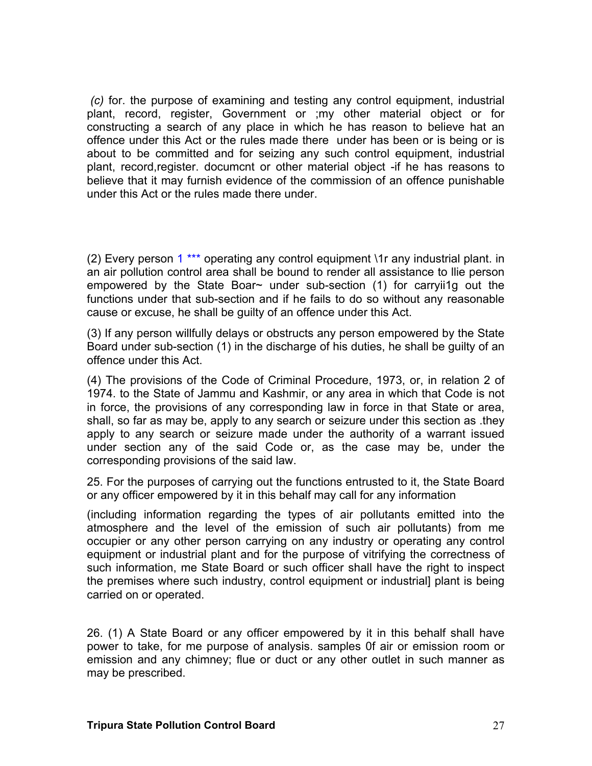*(c)* for. the purpose of examining and testing any control equipment, industrial plant, record, register, Government or ;my other material object or for constructing a search of any place in which he has reason to believe hat an offence under this Act or the rules made there under has been or is being or is about to be committed and for seizing any such control equipment, industrial plant, record,register. documcnt or other material object -if he has reasons to believe that it may furnish evidence of the commission of an offence punishable under this Act or the rules made there under.

(2) Every person 1 *** operating any control equipment \1r any industrial plant. in an air pollution control area shall be bound to render all assistance to llie person empowered by the State Boar~ under sub-section (1) for carryii1g out the functions under that sub-section and if he fails to do so without any reasonable cause or excuse, he shall be guilty of an offence under this Act.

(3) If any person willfully delays or obstructs any person empowered by the State Board under sub-section (1) in the discharge of his duties, he shall be guilty of an offence under this Act.

(4) The provisions of the Code of Criminal Procedure, 1973, or, in relation 2 of 1974. to the State of Jammu and Kashmir, or any area in which that Code is not in force, the provisions of any corresponding law in force in that State or area, shall, so far as may be, apply to any search or seizure under this section as .they apply to any search or seizure made under the authority of a warrant issued under section any of the said Code or, as the case may be, under the corresponding provisions of the said law.

25. For the purposes of carrying out the functions entrusted to it, the State Board or any officer empowered by it in this behalf may call for any information

(including information regarding the types of air pollutants emitted into the atmosphere and the level of the emission of such air pollutants) from me occupier or any other person carrying on any industry or operating any control equipment or industrial plant and for the purpose of vitrifying the correctness of such information, me State Board or such officer shall have the right to inspect the premises where such industry, control equipment or industrial] plant is being carried on or operated.

26. (1) A State Board or any officer empowered by it in this behalf shall have power to take, for me purpose of analysis. samples 0f air or emission room or emission and any chimney; flue or duct or any other outlet in such manner as may be prescribed.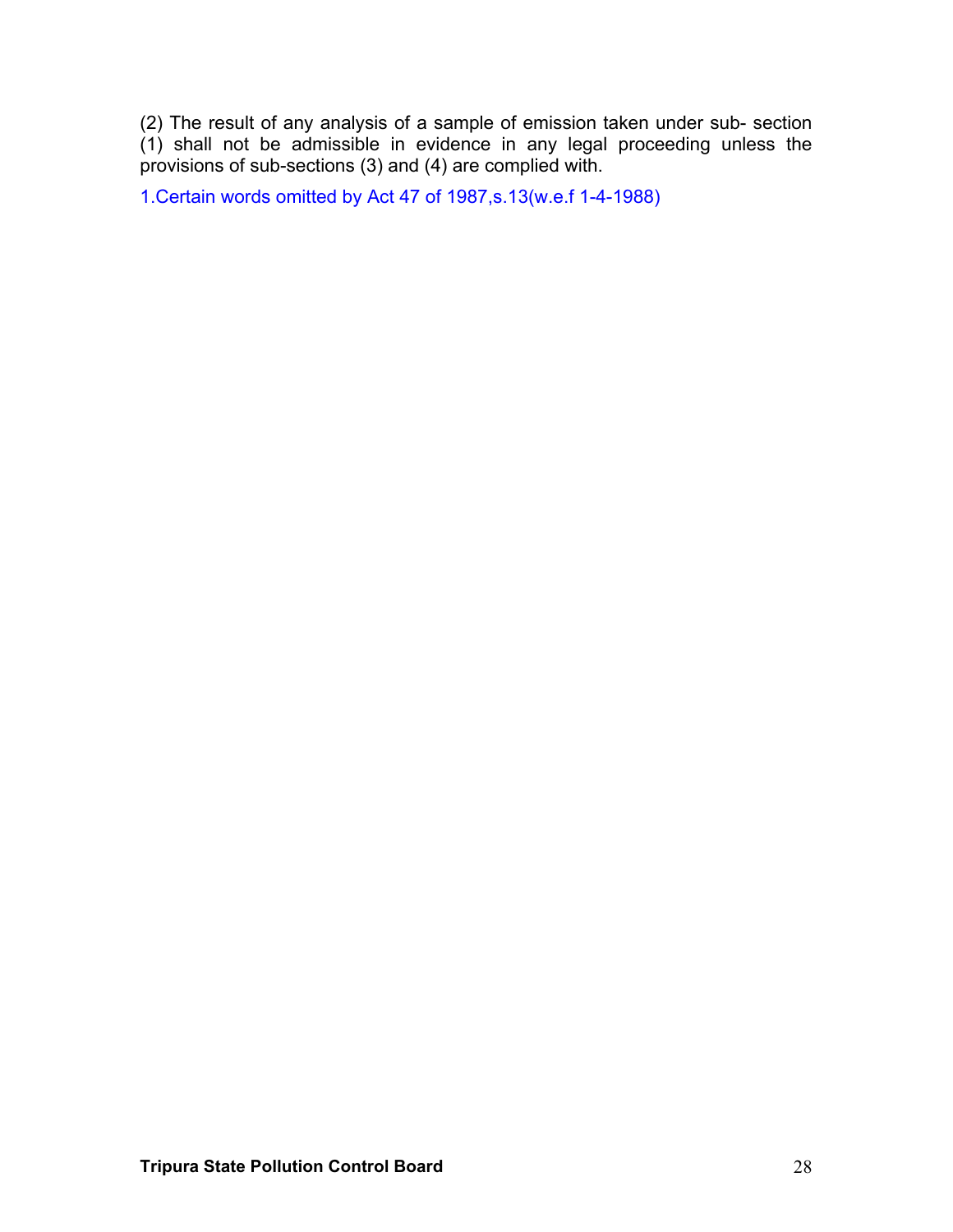(2) The result of any analysis of a sample of emission taken under sub- section (1) shall not be admissible in evidence in any legal proceeding unless the provisions of sub-sections (3) and (4) are complied with.

1.Certain words omitted by Act 47 of 1987,s.13(w.e.f 1-4-1988)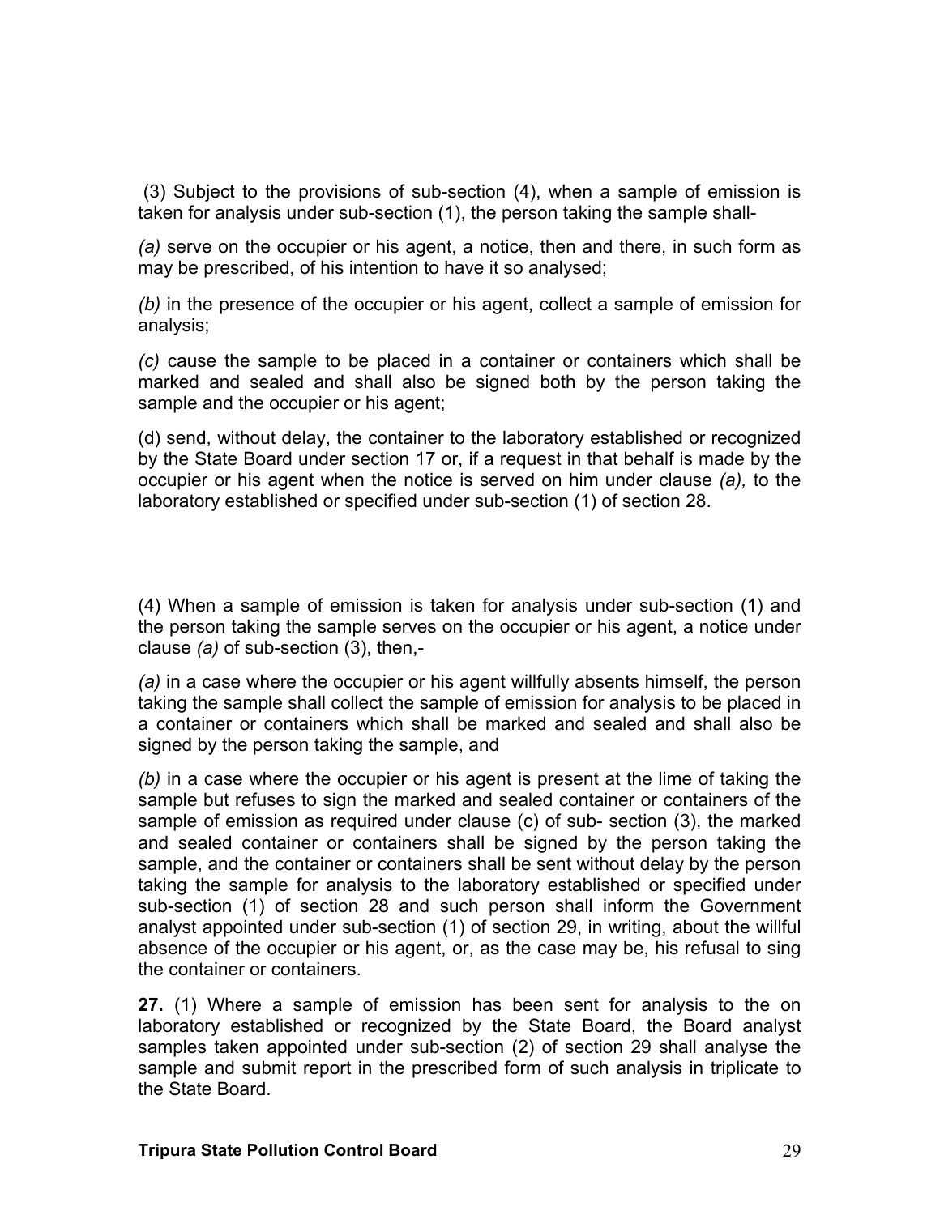(3) Subject to the provisions of sub-section (4), when a sample of emission is taken for analysis under sub-section (1), the person taking the sample shall-

*(a)* serve on the occupier or his agent, a notice, then and there, in such form as may be prescribed, of his intention to have it so analysed;

*(b)* in the presence of the occupier or his agent, collect a sample of emission for analysis;

*(c)* cause the sample to be placed in a container or containers which shall be marked and sealed and shall also be signed both by the person taking the sample and the occupier or his agent;

(d) send, without delay, the container to the laboratory established or recognized by the State Board under section 17 or, if a request in that behalf is made by the occupier or his agent when the notice is served on him under clause *(a),* to the laboratory established or specified under sub-section (1) of section 28.

(4) When a sample of emission is taken for analysis under sub-section (1) and the person taking the sample serves on the occupier or his agent, a notice under clause *(a)* of sub-section (3), then,-

*(a)* in a case where the occupier or his agent willfully absents himself, the person taking the sample shall collect the sample of emission for analysis to be placed in a container or containers which shall be marked and sealed and shall also be signed by the person taking the sample, and

*(b)* in a case where the occupier or his agent is present at the lime of taking the sample but refuses to sign the marked and sealed container or containers of the sample of emission as required under clause (c) of sub- section (3), the marked and sealed container or containers shall be signed by the person taking the sample, and the container or containers shall be sent without delay by the person taking the sample for analysis to the laboratory established or specified under sub-section (1) of section 28 and such person shall inform the Government analyst appointed under sub-section (1) of section 29, in writing, about the willful absence of the occupier or his agent, or, as the case may be, his refusal to sing the container or containers.

**27.** (1) Where a sample of emission has been sent for analysis to the on laboratory established or recognized by the State Board, the Board analyst samples taken appointed under sub-section (2) of section 29 shall analyse the sample and submit report in the prescribed form of such analysis in triplicate to the State Board.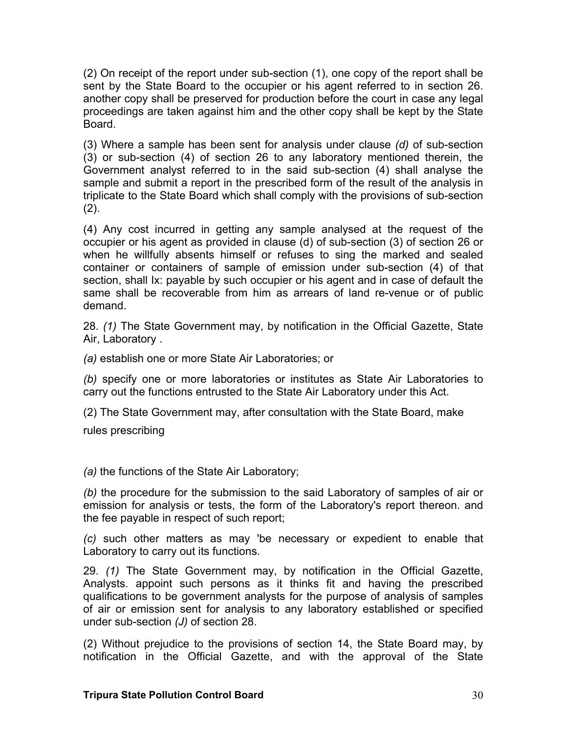(2) On receipt of the report under sub-section (1), one copy of the report shall be sent by the State Board to the occupier or his agent referred to in section 26. another copy shall be preserved for production before the court in case any legal proceedings are taken against him and the other copy shall be kept by the State Board.

(3) Where a sample has been sent for analysis under clause *(d)* of sub-section (3) or sub-section (4) of section 26 to any laboratory mentioned therein, the Government analyst referred to in the said sub-section (4) shall analyse the sample and submit a report in the prescribed form of the result of the analysis in triplicate to the State Board which shall comply with the provisions of sub-section (2).

(4) Any cost incurred in getting any sample analysed at the request of the occupier or his agent as provided in clause (d) of sub-section (3) of section 26 or when he willfully absents himself or refuses to sing the marked and sealed container or containers of sample of emission under sub-section (4) of that section, shall Ix: payable by such occupier or his agent and in case of default the same shall be recoverable from him as arrears of land re-venue or of public demand.

28. *(1)* The State Government may, by notification in the Official Gazette, State Air, Laboratory .

*(a)* establish one or more State Air Laboratories; or

*(b)* specify one or more laboratories or institutes as State Air Laboratories to carry out the functions entrusted to the State Air Laboratory under this Act.

(2) The State Government may, after consultation with the State Board, make rules prescribing

*(a)* the functions of the State Air Laboratory;

*(b)* the procedure for the submission to the said Laboratory of samples of air or emission for analysis or tests, the form of the Laboratory's report thereon. and the fee payable in respect of such report;

*(c)* such other matters as may 'be necessary or expedient to enable that Laboratory to carry out its functions.

29. *(1)* The State Government may, by notification in the Official Gazette, Analysts. appoint such persons as it thinks fit and having the prescribed qualifications to be government analysts for the purpose of analysis of samples of air or emission sent for analysis to any laboratory established or specified under sub-section *(J)* of section 28.

(2) Without prejudice to the provisions of section 14, the State Board may, by notification in the Official Gazette, and with the approval of the State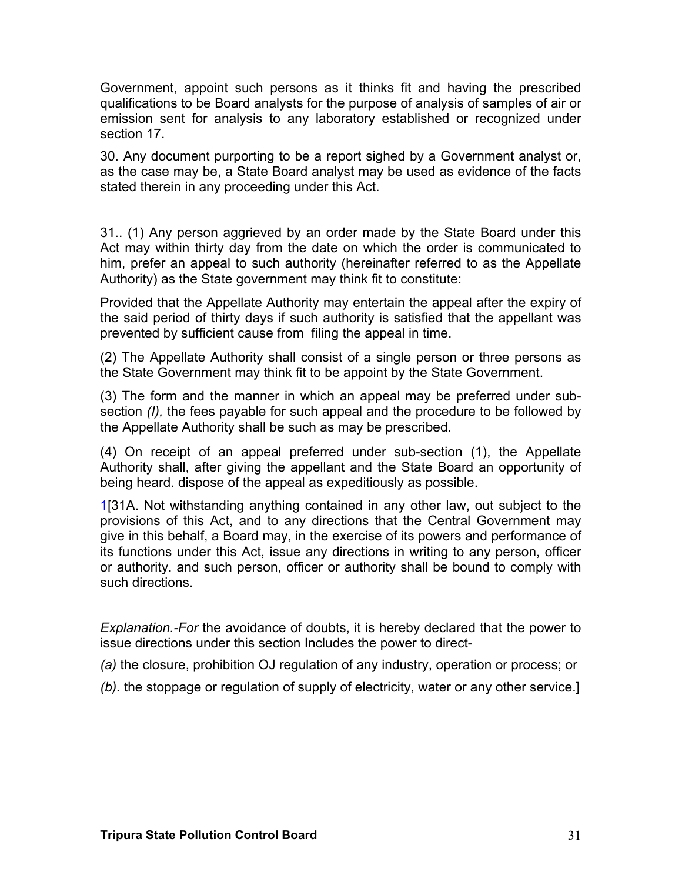Government, appoint such persons as it thinks fit and having the prescribed qualifications to be Board analysts for the purpose of analysis of samples of air or emission sent for analysis to any laboratory established or recognized under section 17.

30. Any document purporting to be a report sighed by a Government analyst or, as the case may be, a State Board analyst may be used as evidence of the facts stated therein in any proceeding under this Act.

31.. (1) Any person aggrieved by an order made by the State Board under this Act may within thirty day from the date on which the order is communicated to him, prefer an appeal to such authority (hereinafter referred to as the Appellate Authority) as the State government may think fit to constitute:

Provided that the Appellate Authority may entertain the appeal after the expiry of the said period of thirty days if such authority is satisfied that the appellant was prevented by sufficient cause from filing the appeal in time.

(2) The Appellate Authority shall consist of a single person or three persons as the State Government may think fit to be appoint by the State Government.

(3) The form and the manner in which an appeal may be preferred under sub-section *(l),* the fees payable for such appeal and the procedure to be followed by the Appellate Authority shall be such as may be prescribed.

(4) On receipt of an appeal preferred under sub-section (1), the Appellate Authority shall, after giving the appellant and the State Board an opportunity of being heard. dispose of the appeal as expeditiously as possible.

1[31A. Not withstanding anything contained in any other law, out subject to the provisions of this Act, and to any directions that the Central Government may give in this behalf, a Board may, in the exercise of its powers and performance of its functions under this Act, issue any directions in writing to any person, officer or authority. and such person, officer or authority shall be bound to comply with such directions.

*Explanation.-For* the avoidance of doubts, it is hereby declared that the power to issue directions under this section Includes the power to direct-

*(a)* the closure, prohibition OJ regulation of any industry, operation or process; or

*(b).* the stoppage or regulation of supply of electricity, water or any other service.]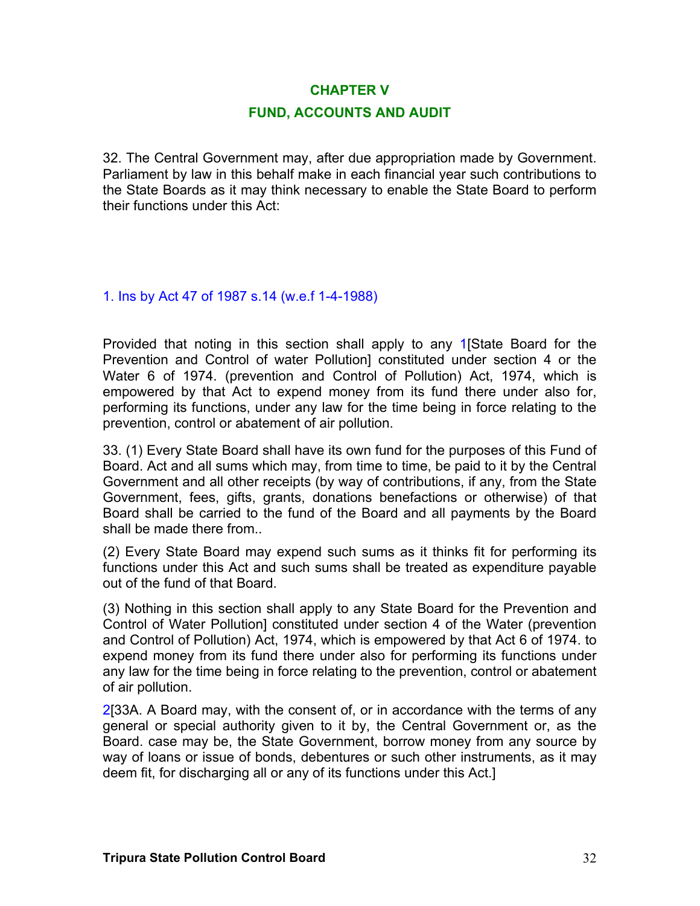## CHAPTER V

## FUND, ACCOUNTS AND AUDIT

32. The Central Government may, after due appropriation made by Government. Parliament by law in this behalf make in each financial year such contributions to the State Boards as it may think necessary to enable the State Board to perform their functions under this Act:

1. Ins by Act 47 of 1987 s.14 (w.e.f 1-4-1988)

Provided that noting in this section shall apply to any 1[State Board for the Prevention and Control of water Pollution] constituted under section 4 or the Water 6 of 1974. (prevention and Control of Pollution) Act, 1974, which is empowered by that Act to expend money from its fund there under also for, performing its functions, under any law for the time being in force relating to the prevention, control or abatement of air pollution.

33. (1) Every State Board shall have its own fund for the purposes of this Fund of Board. Act and all sums which may, from time to time, be paid to it by the Central Government and all other receipts (by way of contributions, if any, from the State Government, fees, gifts, grants, donations benefactions or otherwise) of that Board shall be carried to the fund of the Board and all payments by the Board shall be made there from..

(2) Every State Board may expend such sums as it thinks fit for performing its functions under this Act and such sums shall be treated as expenditure payable out of the fund of that Board.

(3) Nothing in this section shall apply to any State Board for the Prevention and Control of Water Pollution] constituted under section 4 of the Water (prevention and Control of Pollution) Act, 1974, which is empowered by that Act 6 of 1974. to expend money from its fund there under also for performing its functions under any law for the time being in force relating to the prevention, control or abatement of air pollution.

2[33A. A Board may, with the consent of, or in accordance with the terms of any general or special authority given to it by, the Central Government or, as the Board. case may be, the State Government, borrow money from any source by way of loans or issue of bonds, debentures or such other instruments, as it may deem fit, for discharging all or any of its functions under this Act.]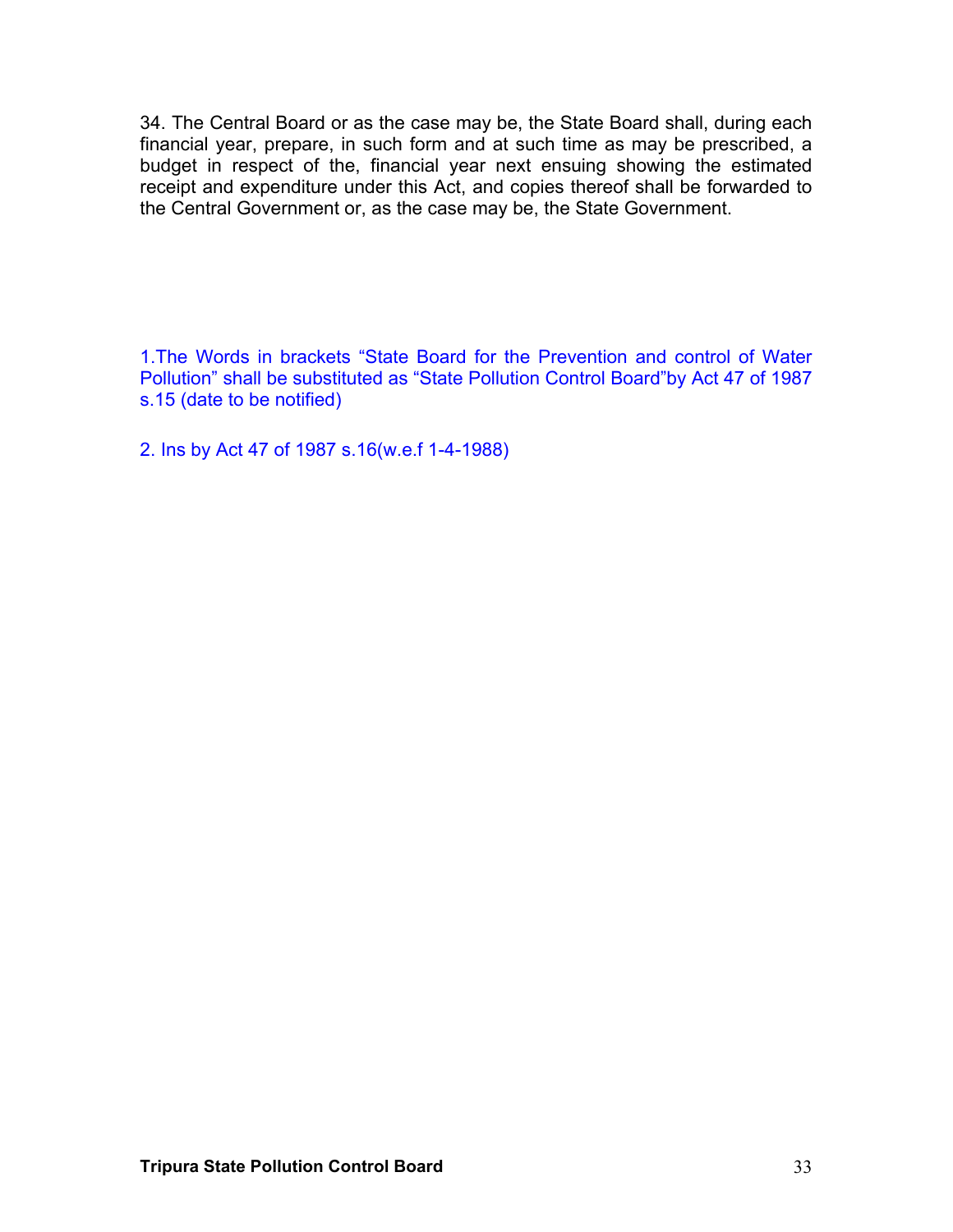34. The Central Board or as the case may be, the State Board shall, during each financial year, prepare, in such form and at such time as may be prescribed, a budget in respect of the, financial year next ensuing showing the estimated receipt and expenditure under this Act, and copies thereof shall be forwarded to the Central Government or, as the case may be, the State Government.

1.The Words in brackets "State Board for the Prevention and control of Water Pollution" shall be substituted as "State Pollution Control Board"by Act 47 of 1987 s.15 (date to be notified)

2. Ins by Act 47 of 1987 s.16(w.e.f 1-4-1988)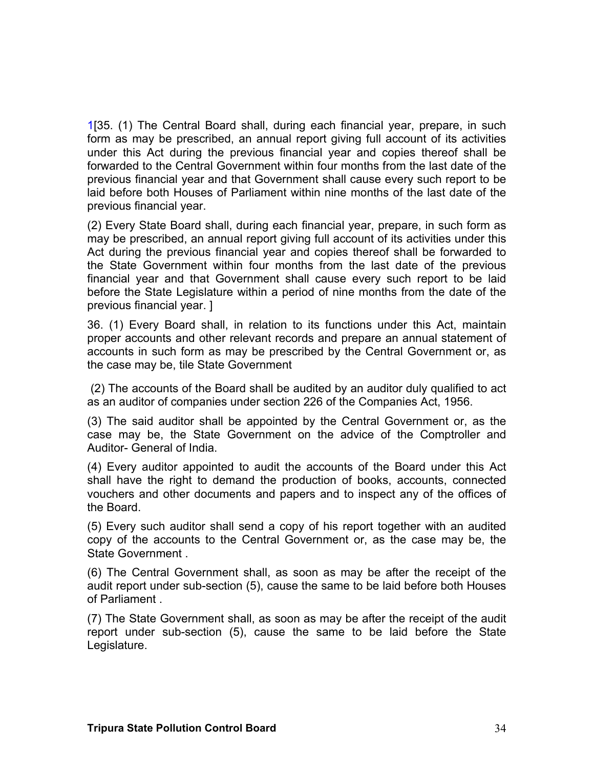1[35. (1) The Central Board shall, during each financial year, prepare, in such form as may be prescribed, an annual report giving full account of its activities under this Act during the previous financial year and copies thereof shall be forwarded to the Central Government within four months from the last date of the previous financial year and that Government shall cause every such report to be laid before both Houses of Parliament within nine months of the last date of the previous financial year.

(2) Every State Board shall, during each financial year, prepare, in such form as may be prescribed, an annual report giving full account of its activities under this Act during the previous financial year and copies thereof shall be forwarded to the State Government within four months from the last date of the previous financial year and that Government shall cause every such report to be laid before the State Legislature within a period of nine months from the date of the previous financial year. ]

36. (1) Every Board shall, in relation to its functions under this Act, maintain proper accounts and other relevant records and prepare an annual statement of accounts in such form as may be prescribed by the Central Government or, as the case may be, tile State Government

(2) The accounts of the Board shall be audited by an auditor duly qualified to act as an auditor of companies under section 226 of the Companies Act, 1956.

(3) The said auditor shall be appointed by the Central Government or, as the case may be, the State Government on the advice of the Comptroller and Auditor- General of India.

(4) Every auditor appointed to audit the accounts of the Board under this Act shall have the right to demand the production of books, accounts, connected vouchers and other documents and papers and to inspect any of the offices of the Board.

(5) Every such auditor shall send a copy of his report together with an audited copy of the accounts to the Central Government or, as the case may be, the State Government .

(6) The Central Government shall, as soon as may be after the receipt of the audit report under sub-section (5), cause the same to be laid before both Houses of Parliament .

(7) The State Government shall, as soon as may be after the receipt of the audit report under sub-section (5), cause the same to be laid before the State Legislature.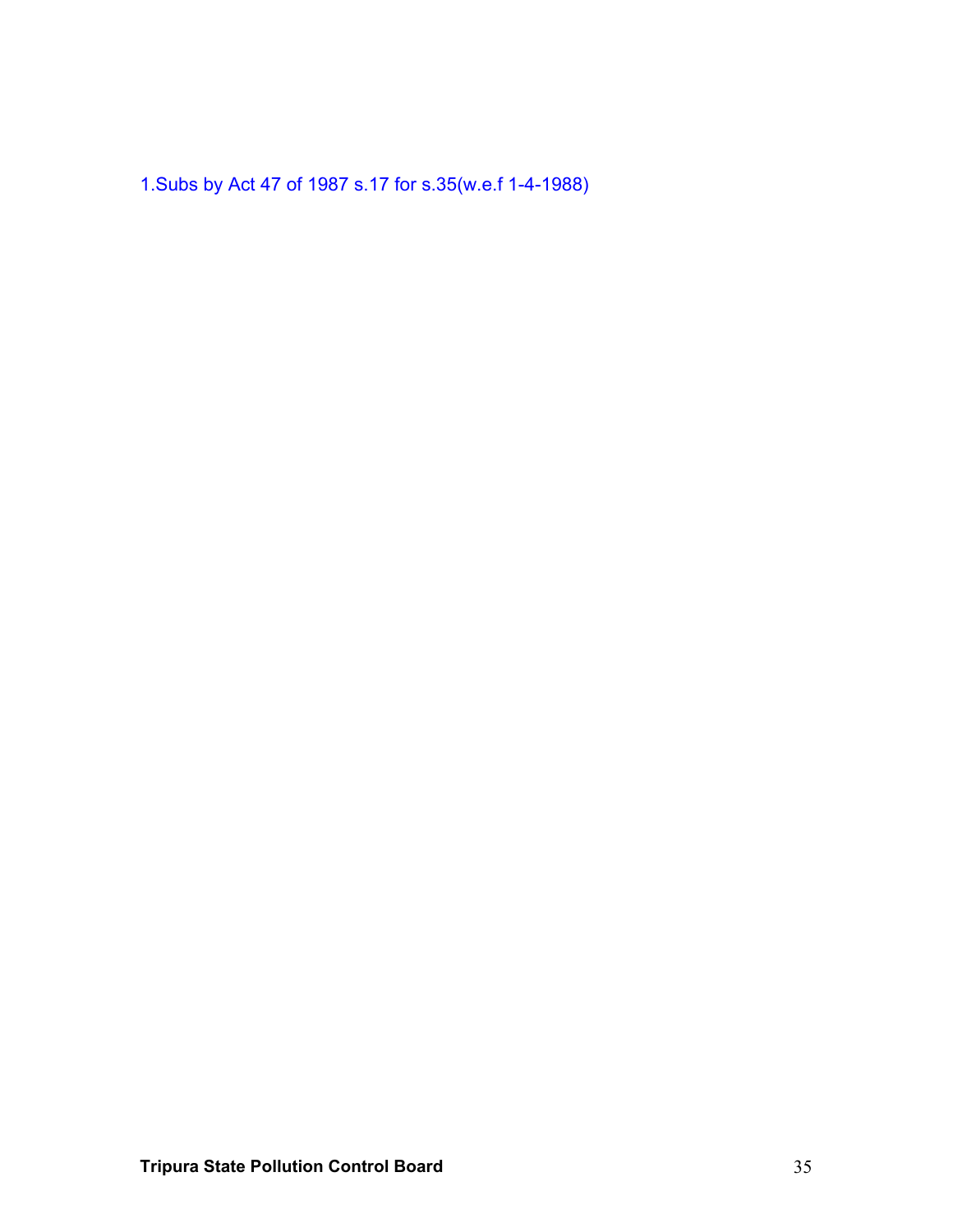1.Subs by Act 47 of 1987 s.17 for s.35(w.e.f 1-4-1988)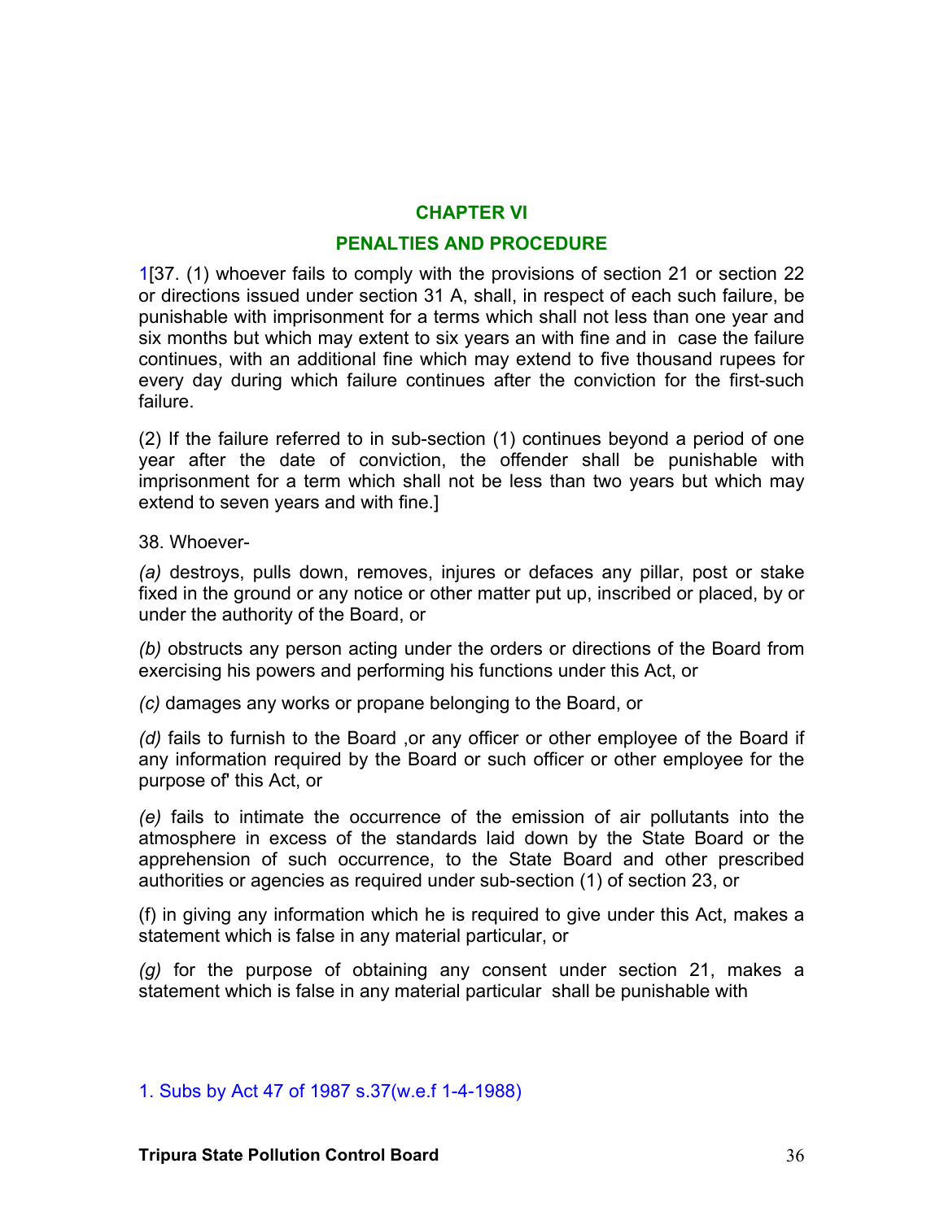## CHAPTER VI

## PENALTIES AND PROCEDURE

1[37. (1) whoever fails to comply with the provisions of section 21 or section 22 or directions issued under section 31 A, shall, in respect of each such failure, be punishable with imprisonment for a terms which shall not less than one year and six months but which may extent to six years an with fine and in case the failure continues, with an additional fine which may extend to five thousand rupees for every day during which failure continues after the conviction for the first-such failure.

(2) If the failure referred to in sub-section (1) continues beyond a period of one year after the date of conviction, the offender shall be punishable with imprisonment for a term which shall not be less than two years but which may extend to seven years and with fine.]

38. Whoever-

*(a)* destroys, pulls down, removes, injures or defaces any pillar, post or stake fixed in the ground or any notice or other matter put up, inscribed or placed, by or under the authority of the Board, or

*(b)* obstructs any person acting under the orders or directions of the Board from exercising his powers and performing his functions under this Act, or

*(c)* damages any works or propane belonging to the Board, or

*(d)* fails to furnish to the Board ,or any officer or other employee of the Board if any information required by the Board or such officer or other employee for the purpose of' this Act, or

*(e)* fails to intimate the occurrence of the emission of air pollutants into the atmosphere in excess of the standards laid down by the State Board or the apprehension of such occurrence, to the State Board and other prescribed authorities or agencies as required under sub-section (1) of section 23, or

(f) in giving any information which he is required to give under this Act, makes a statement which is false in any material particular, or

*(g)* for the purpose of obtaining any consent under section 21, makes a statement which is false in any material particular shall be punishable with

1. Subs by Act 47 of 1987 s.37(w.e.f 1-4-1988)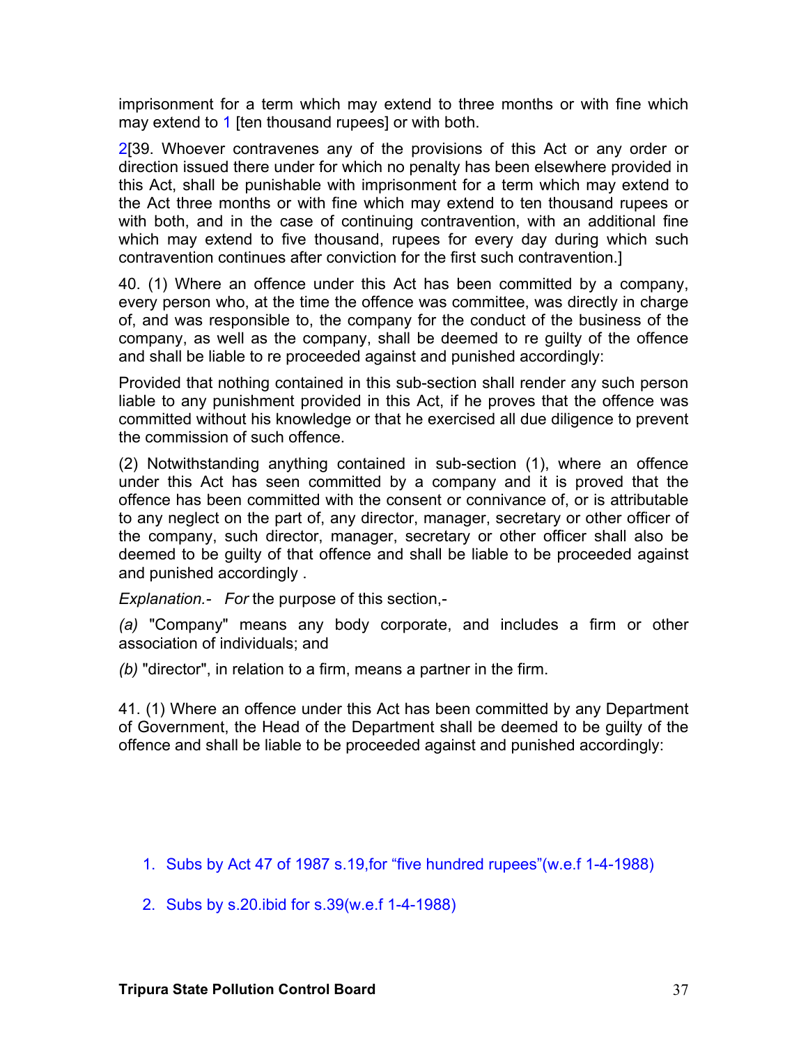imprisonment for a term which may extend to three months or with fine which may extend to [1] [ten thousand rupees] or with both.

[2][39. Whoever contravenes any of the provisions of this Act or any order or direction issued there under for which no penalty has been elsewhere provided in this Act, shall be punishable with imprisonment for a term which may extend to the Act three months or with fine which may extend to ten thousand rupees or with both, and in the case of continuing contravention, with an additional fine which may extend to five thousand, rupees for every day during which such contravention continues after conviction for the first such contravention.]

40. (1) Where an offence under this Act has been committed by a company, every person who, at the time the offence was committee, was directly in charge of, and was responsible to, the company for the conduct of the business of the company, as well as the company, shall be deemed to re guilty of the offence and shall be liable to re proceeded against and punished accordingly:

Provided that nothing contained in this sub-section shall render any such person liable to any punishment provided in this Act, if he proves that the offence was committed without his knowledge or that he exercised all due diligence to prevent the commission of such offence.

(2) Notwithstanding anything contained in sub-section (1), where an offence under this Act has seen committed by a company and it is proved that the offence has been committed with the consent or connivance of, or is attributable to any neglect on the part of, any director, manager, secretary or other officer of the company, such director, manager, secretary or other officer shall also be deemed to be guilty of that offence and shall be liable to be proceeded against and punished accordingly .

*Explanation.- For* the purpose of this section,-

*(a)* "Company" means any body corporate, and includes a firm or other association of individuals; and

*(b)* "director", in relation to a firm, means a partner in the firm.

41. (1) Where an offence under this Act has been committed by any Department of Government, the Head of the Department shall be deemed to be guilty of the offence and shall be liable to be proceeded against and punished accordingly:

1. Subs by Act 47 of 1987 s.19,for “five hundred rupees”(w.e.f 1-4-1988)
2. Subs by s.20.ibid for s.39(w.e.f 1-4-1988)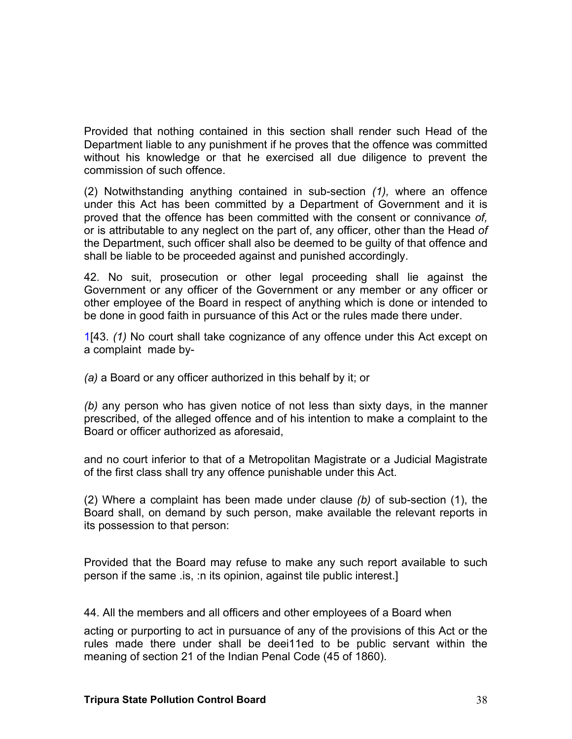Provided that nothing contained in this section shall render such Head of the Department liable to any punishment if he proves that the offence was committed without his knowledge or that he exercised all due diligence to prevent the commission of such offence.

(2) Notwithstanding anything contained in sub-section *(1),* where an offence under this Act has been committed by a Department of Government and it is proved that the offence has been committed with the consent or connivance *of,* or is attributable to any neglect on the part of, any officer, other than the Head *of* the Department, such officer shall also be deemed to be guilty of that offence and shall be liable to be proceeded against and punished accordingly.

42. No suit, prosecution or other legal proceeding shall lie against the Government or any officer of the Government or any member or any officer or other employee of the Board in respect of anything which is done or intended to be done in good faith in pursuance of this Act or the rules made there under.

1[43. *(1)* No court shall take cognizance of any offence under this Act except on a complaint made by-

*(a)* a Board or any officer authorized in this behalf by it; or

*(b)* any person who has given notice of not less than sixty days, in the manner prescribed, of the alleged offence and of his intention to make a complaint to the Board or officer authorized as aforesaid,

and no court inferior to that of a Metropolitan Magistrate or a Judicial Magistrate of the first class shall try any offence punishable under this Act.

(2) Where a complaint has been made under clause *(b)* of sub-section (1), the Board shall, on demand by such person, make available the relevant reports in its possession to that person:

Provided that the Board may refuse to make any such report available to such person if the same .is, :n its opinion, against tile public interest.]

44. All the members and all officers and other employees of a Board when acting or purporting to act in pursuance of any of the provisions of this Act or the rules made there under shall be deei11ed to be public servant within the meaning of section 21 of the Indian Penal Code (45 of 1860).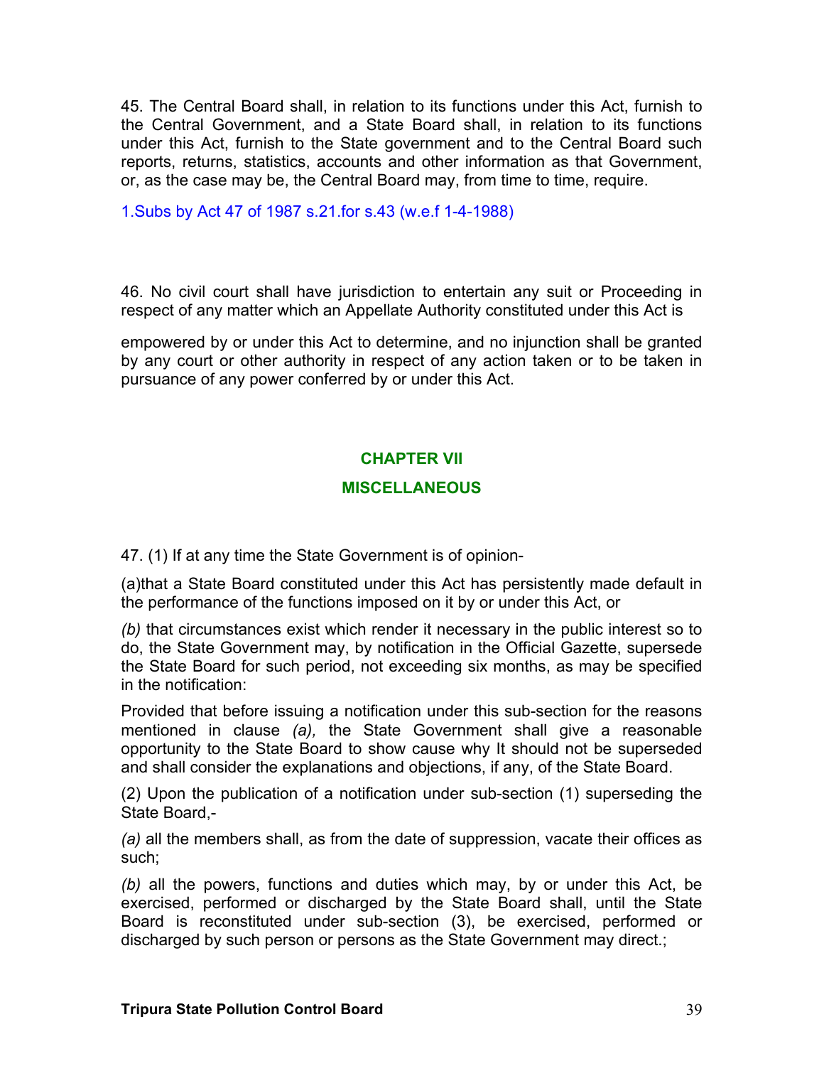45. The Central Board shall, in relation to its functions under this Act, furnish to the Central Government, and a State Board shall, in relation to its functions under this Act, furnish to the State government and to the Central Board such reports, returns, statistics, accounts and other information as that Government, or, as the case may be, the Central Board may, from time to time, require.

1.Subs by Act 47 of 1987 s.21.for s.43 (w.e.f 1-4-1988)

46. No civil court shall have jurisdiction to entertain any suit or Proceeding in respect of any matter which an Appellate Authority constituted under this Act is

empowered by or under this Act to determine, and no injunction shall be granted by any court or other authority in respect of any action taken or to be taken in pursuance of any power conferred by or under this Act.

## CHAPTER VII

## MISCELLANEOUS

47. (1) If at any time the State Government is of opinion-

(a)that a State Board constituted under this Act has persistently made default in the performance of the functions imposed on it by or under this Act, or

*(b)* that circumstances exist which render it necessary in the public interest so to do, the State Government may, by notification in the Official Gazette, supersede the State Board for such period, not exceeding six months, as may be specified in the notification:

Provided that before issuing a notification under this sub-section for the reasons mentioned in clause *(a),* the State Government shall give a reasonable opportunity to the State Board to show cause why It should not be superseded and shall consider the explanations and objections, if any, of the State Board.

(2) Upon the publication of a notification under sub-section (1) superseding the State Board,-

*(a)* all the members shall, as from the date of suppression, vacate their offices as such;

*(b)* all the powers, functions and duties which may, by or under this Act, be exercised, performed or discharged by the State Board shall, until the State Board is reconstituted under sub-section (3), be exercised, performed or discharged by such person or persons as the State Government may direct.;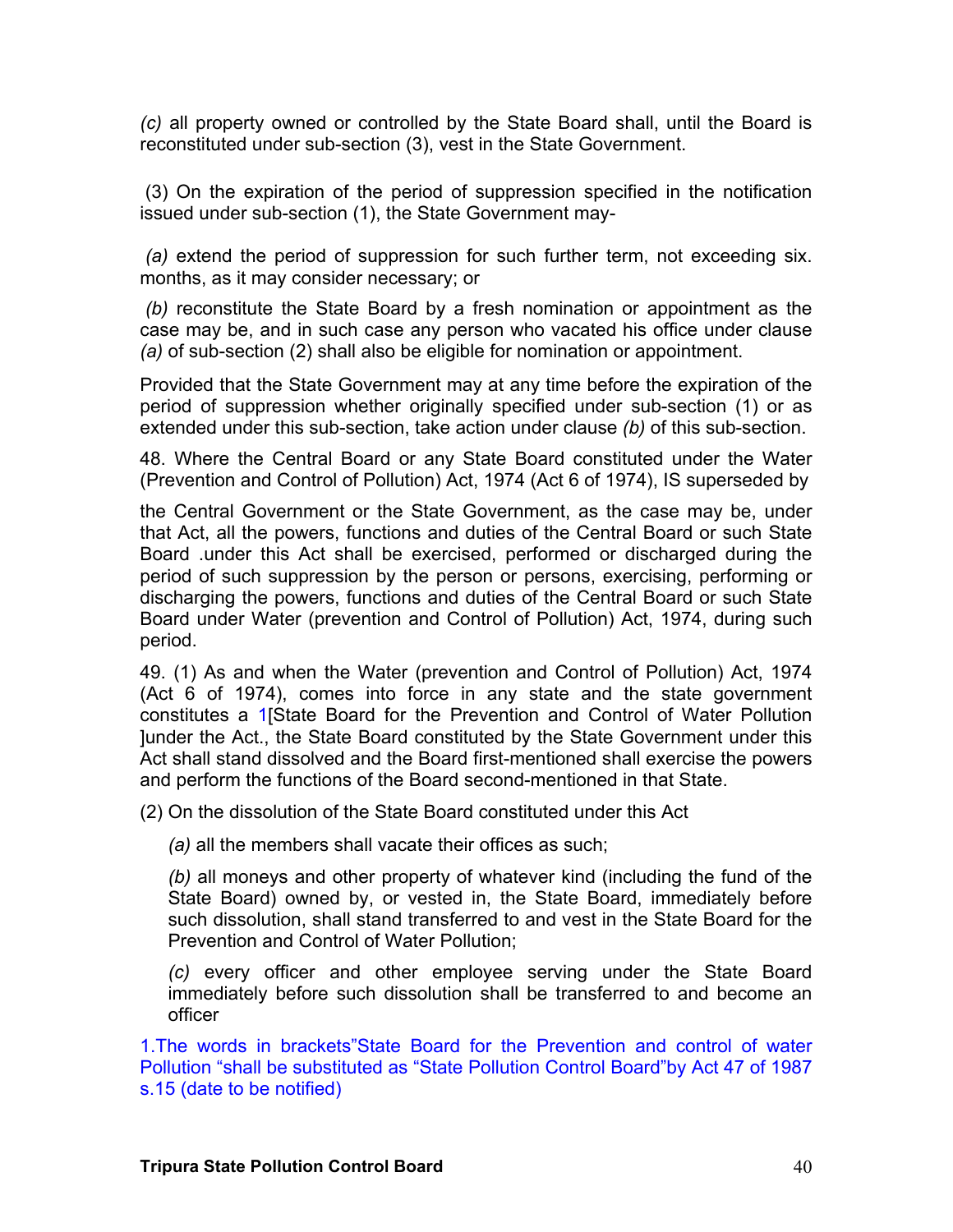*(c)* all property owned or controlled by the State Board shall, until the Board is reconstituted under sub-section (3), vest in the State Government.

(3) On the expiration of the period of suppression specified in the notification issued under sub-section (1), the State Government may-

*(a)* extend the period of suppression for such further term, not exceeding six. months, as it may consider necessary; or

*(b)* reconstitute the State Board by a fresh nomination or appointment as the case may be, and in such case any person who vacated his office under clause *(a)* of sub-section (2) shall also be eligible for nomination or appointment.

Provided that the State Government may at any time before the expiration of the period of suppression whether originally specified under sub-section (1) or as extended under this sub-section, take action under clause *(b)* of this sub-section.

48. Where the Central Board or any State Board constituted under the Water (Prevention and Control of Pollution) Act, 1974 (Act 6 of 1974), IS superseded by the Central Government or the State Government, as the case may be, under that Act, all the powers, functions and duties of the Central Board or such State Board .under this Act shall be exercised, performed or discharged during the period of such suppression by the person or persons, exercising, performing or discharging the powers, functions and duties of the Central Board or such State Board under Water (prevention and Control of Pollution) Act, 1974, during such period.

49. (1) As and when the Water (prevention and Control of Pollution) Act, 1974 (Act 6 of 1974), comes into force in any state and the state government constitutes a 1[State Board for the Prevention and Control of Water Pollution ]under the Act., the State Board constituted by the State Government under this Act shall stand dissolved and the Board first-mentioned shall exercise the powers and perform the functions of the Board second-mentioned in that State.

(2) On the dissolution of the State Board constituted under this Act

*(a)* all the members shall vacate their offices as such;

*(b)* all moneys and other property of whatever kind (including the fund of the State Board) owned by, or vested in, the State Board, immediately before such dissolution, shall stand transferred to and vest in the State Board for the Prevention and Control of Water Pollution;

*(c)* every officer and other employee serving under the State Board immediately before such dissolution shall be transferred to and become an officer

1.The words in brackets"State Board for the Prevention and control of water Pollution "shall be substituted as "State Pollution Control Board"by Act 47 of 1987 s.15 (date to be notified)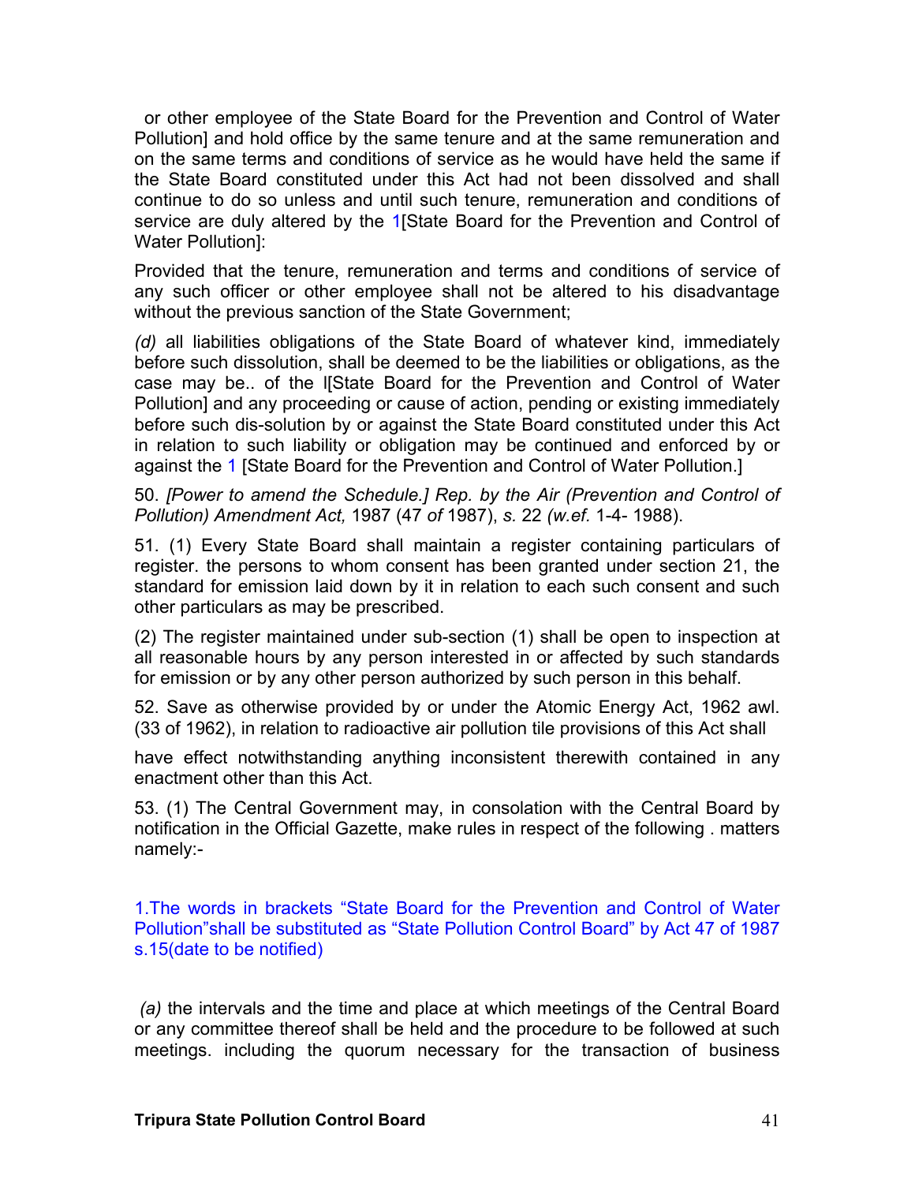or other employee of the State Board for the Prevention and Control of Water Pollution] and hold office by the same tenure and at the same remuneration and on the same terms and conditions of service as he would have held the same if the State Board constituted under this Act had not been dissolved and shall continue to do so unless and until such tenure, remuneration and conditions of service are duly altered by the 1[State Board for the Prevention and Control of Water Pollution]:

Provided that the tenure, remuneration and terms and conditions of service of any such officer or other employee shall not be altered to his disadvantage without the previous sanction of the State Government;

*(d)* all liabilities obligations of the State Board of whatever kind, immediately before such dissolution, shall be deemed to be the liabilities or obligations, as the case may be.. of the l[State Board for the Prevention and Control of Water Pollution] and any proceeding or cause of action, pending or existing immediately before such dis-solution by or against the State Board constituted under this Act in relation to such liability or obligation may be continued and enforced by or against the 1 [State Board for the Prevention and Control of Water Pollution.]

50. *[Power to amend the Schedule.] Rep. by the Air (Prevention and Control of Pollution) Amendment Act,* 1987 (47 *of* 1987), *s.* 22 *(w.ef.* 1-4- 1988).

51. (1) Every State Board shall maintain a register containing particulars of register. the persons to whom consent has been granted under section 21, the standard for emission laid down by it in relation to each such consent and such other particulars as may be prescribed.

(2) The register maintained under sub-section (1) shall be open to inspection at all reasonable hours by any person interested in or affected by such standards for emission or by any other person authorized by such person in this behalf.

52. Save as otherwise provided by or under the Atomic Energy Act, 1962 awl. (33 of 1962), in relation to radioactive air pollution tile provisions of this Act shall

have effect notwithstanding anything inconsistent therewith contained in any enactment other than this Act.

53. (1) The Central Government may, in consolation with the Central Board by notification in the Official Gazette, make rules in respect of the following . matters namely:-

1.The words in brackets “State Board for the Prevention and Control of Water Pollution”shall be substituted as “State Pollution Control Board” by Act 47 of 1987 s.15(date to be notified)

*(a)* the intervals and the time and place at which meetings of the Central Board or any committee thereof shall be held and the procedure to be followed at such meetings. including the quorum necessary for the transaction of business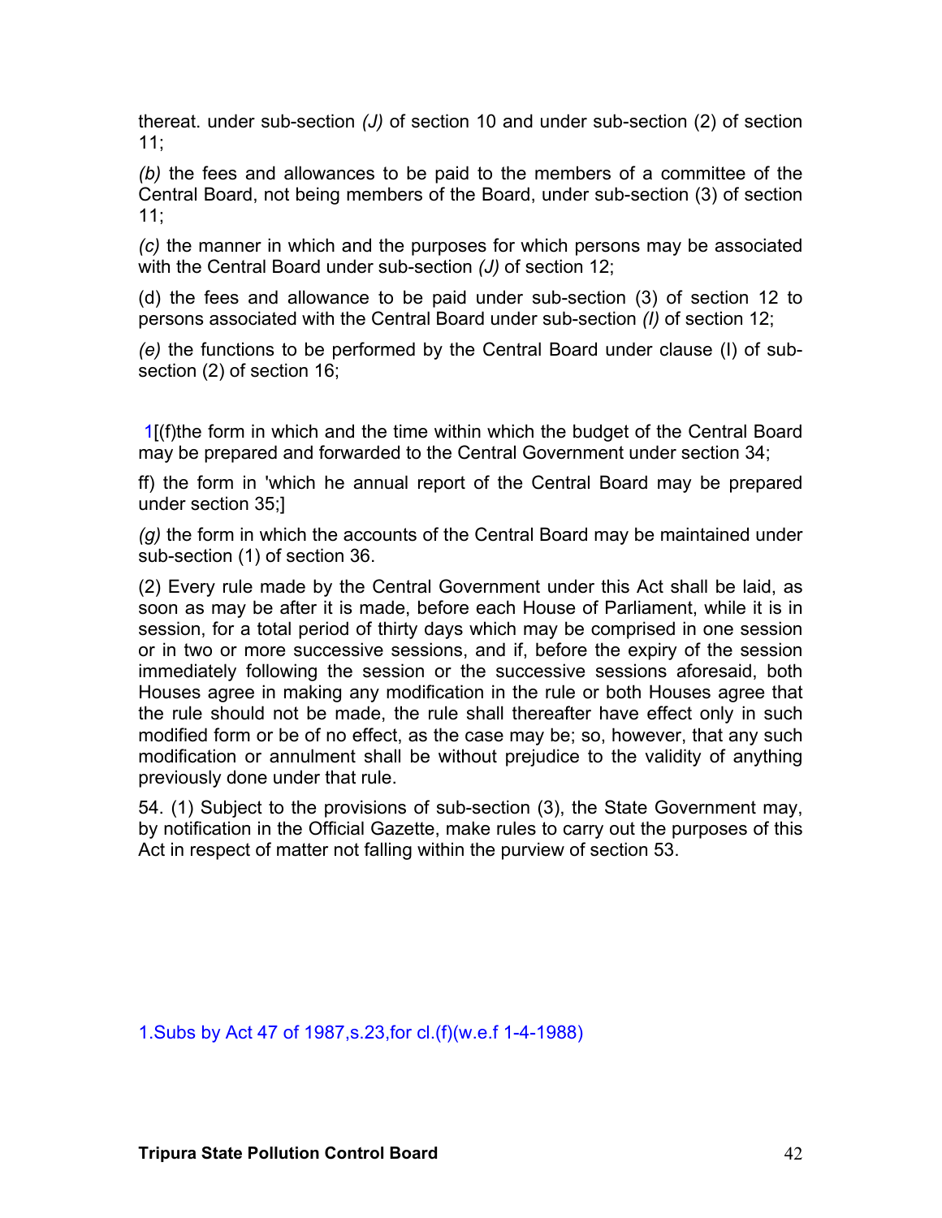thereat. under sub-section *(J)* of section 10 and under sub-section (2) of section 11;

*(b)* the fees and allowances to be paid to the members of a committee of the Central Board, not being members of the Board, under sub-section (3) of section 11;

*(c)* the manner in which and the purposes for which persons may be associated with the Central Board under sub-section *(J)* of section 12;

(d) the fees and allowance to be paid under sub-section (3) of section 12 to persons associated with the Central Board under sub-section *(I)* of section 12;

*(e)* the functions to be performed by the Central Board under clause (I) of sub-section (2) of section 16;

1[(f)the form in which and the time within which the budget of the Central Board may be prepared and forwarded to the Central Government under section 34;

ff) the form in 'which he annual report of the Central Board may be prepared under section 35;]

*(g)* the form in which the accounts of the Central Board may be maintained under sub-section (1) of section 36.

(2) Every rule made by the Central Government under this Act shall be laid, as soon as may be after it is made, before each House of Parliament, while it is in session, for a total period of thirty days which may be comprised in one session or in two or more successive sessions, and if, before the expiry of the session immediately following the session or the successive sessions aforesaid, both Houses agree in making any modification in the rule or both Houses agree that the rule should not be made, the rule shall thereafter have effect only in such modified form or be of no effect, as the case may be; so, however, that any such modification or annulment shall be without prejudice to the validity of anything previously done under that rule.

54. (1) Subject to the provisions of sub-section (3), the State Government may, by notification in the Official Gazette, make rules to carry out the purposes of this Act in respect of matter not falling within the purview of section 53.

1.Subs by Act 47 of 1987,s.23,for cl.(f)(w.e.f 1-4-1988)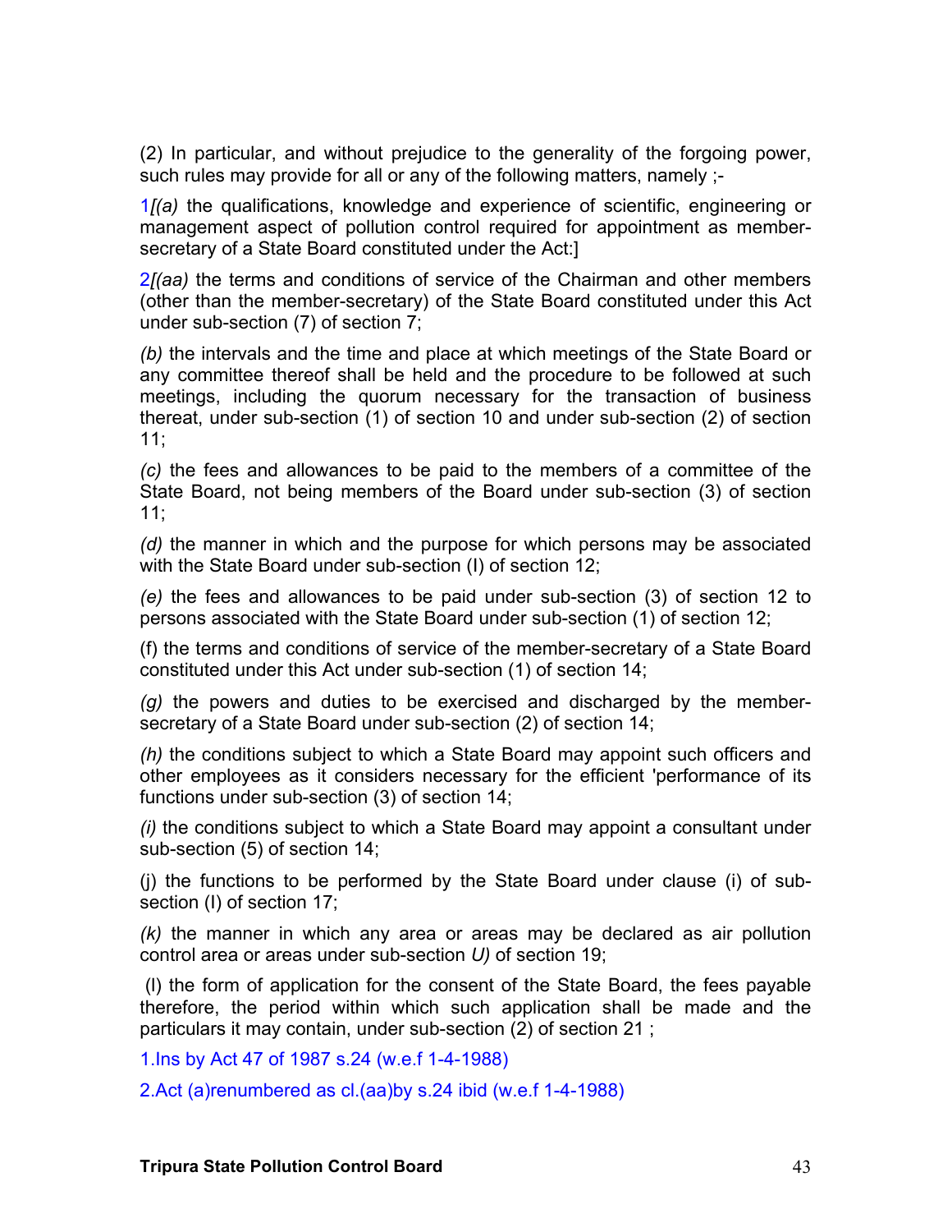(2) In particular, and without prejudice to the generality of the forgoing power, such rules may provide for all or any of the following matters, namely ;-

1*[(a)* the qualifications, knowledge and experience of scientific, engineering or management aspect of pollution control required for appointment as member-secretary of a State Board constituted under the Act:]

2*[(aa)* the terms and conditions of service of the Chairman and other members (other than the member-secretary) of the State Board constituted under this Act under sub-section (7) of section 7;

*(b)* the intervals and the time and place at which meetings of the State Board or any committee thereof shall be held and the procedure to be followed at such meetings, including the quorum necessary for the transaction of business thereat, under sub-section (1) of section 10 and under sub-section (2) of section 11;

*(c)* the fees and allowances to be paid to the members of a committee of the State Board, not being members of the Board under sub-section (3) of section 11;

*(d)* the manner in which and the purpose for which persons may be associated with the State Board under sub-section (I) of section 12;

*(e)* the fees and allowances to be paid under sub-section (3) of section 12 to persons associated with the State Board under sub-section (1) of section 12;

(f) the terms and conditions of service of the member-secretary of a State Board constituted under this Act under sub-section (1) of section 14;

*(g)* the powers and duties to be exercised and discharged by the member-secretary of a State Board under sub-section (2) of section 14;

*(h)* the conditions subject to which a State Board may appoint such officers and other employees as it considers necessary for the efficient 'performance of its functions under sub-section (3) of section 14;

*(i)* the conditions subject to which a State Board may appoint a consultant under sub-section (5) of section 14;

(j) the functions to be performed by the State Board under clause (i) of sub-section (I) of section 17;

*(k)* the manner in which any area or areas may be declared as air pollution control area or areas under sub-section *U)* of section 19;

(l) the form of application for the consent of the State Board, the fees payable therefore, the period within which such application shall be made and the particulars it may contain, under sub-section (2) of section 21 ;

1.Ins by Act 47 of 1987 s.24 (w.e.f 1-4-1988)

2.Act (a)renumbered as cl.(aa)by s.24 ibid (w.e.f 1-4-1988)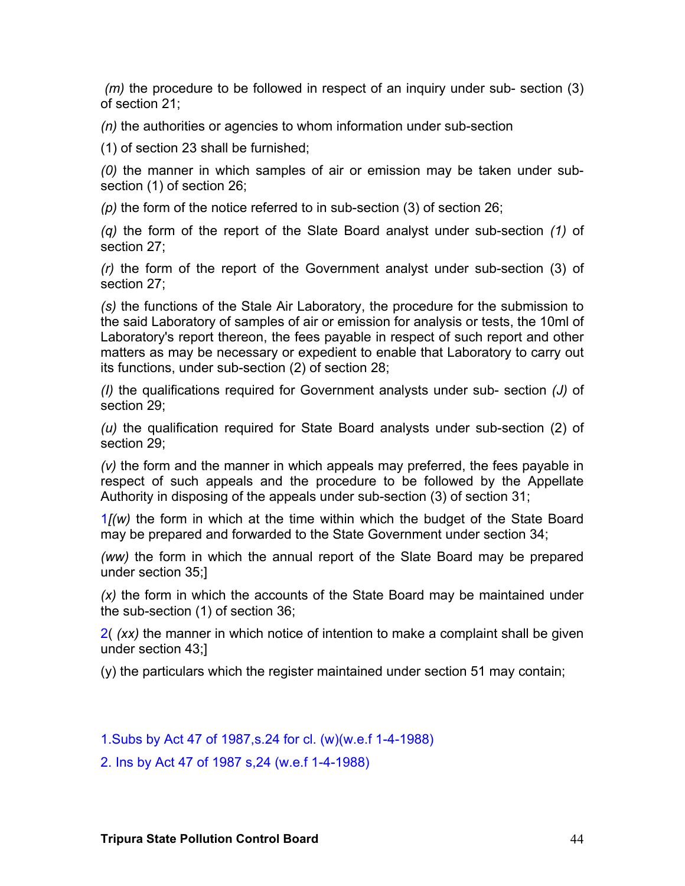*(m)* the procedure to be followed in respect of an inquiry under sub- section (3) of section 21;

*(n)* the authorities or agencies to whom information under sub-section

(1) of section 23 shall be furnished;

*(0)* the manner in which samples of air or emission may be taken under sub-section (1) of section 26;

*(p)* the form of the notice referred to in sub-section (3) of section 26;

*(q)* the form of the report of the Slate Board analyst under sub-section *(1)* of section 27;

*(r)* the form of the report of the Government analyst under sub-section (3) of section 27;

*(s)* the functions of the Stale Air Laboratory, the procedure for the submission to the said Laboratory of samples of air or emission for analysis or tests, the 10ml of Laboratory's report thereon, the fees payable in respect of such report and other matters as may be necessary or expedient to enable that Laboratory to carry out its functions, under sub-section (2) of section 28;

*(I)* the qualifications required for Government analysts under sub- section *(J)* of section 29;

*(u)* the qualification required for State Board analysts under sub-section (2) of section 29;

*(v)* the form and the manner in which appeals may preferred, the fees payable in respect of such appeals and the procedure to be followed by the Appellate Authority in disposing of the appeals under sub-section (3) of section 31;

1*[(w)* the form in which at the time within which the budget of the State Board may be prepared and forwarded to the State Government under section 34;

*(ww)* the form in which the annual report of the Slate Board may be prepared under section 35;]

*(x)* the form in which the accounts of the State Board may be maintained under the sub-section (1) of section 36;

2( *(xx)* the manner in which notice of intention to make a complaint shall be given under section 43;]

(y) the particulars which the register maintained under section 51 may contain;

1.Subs by Act 47 of 1987,s.24 for cl. (w)(w.e.f 1-4-1988)

2. Ins by Act 47 of 1987 s,24 (w.e.f 1-4-1988)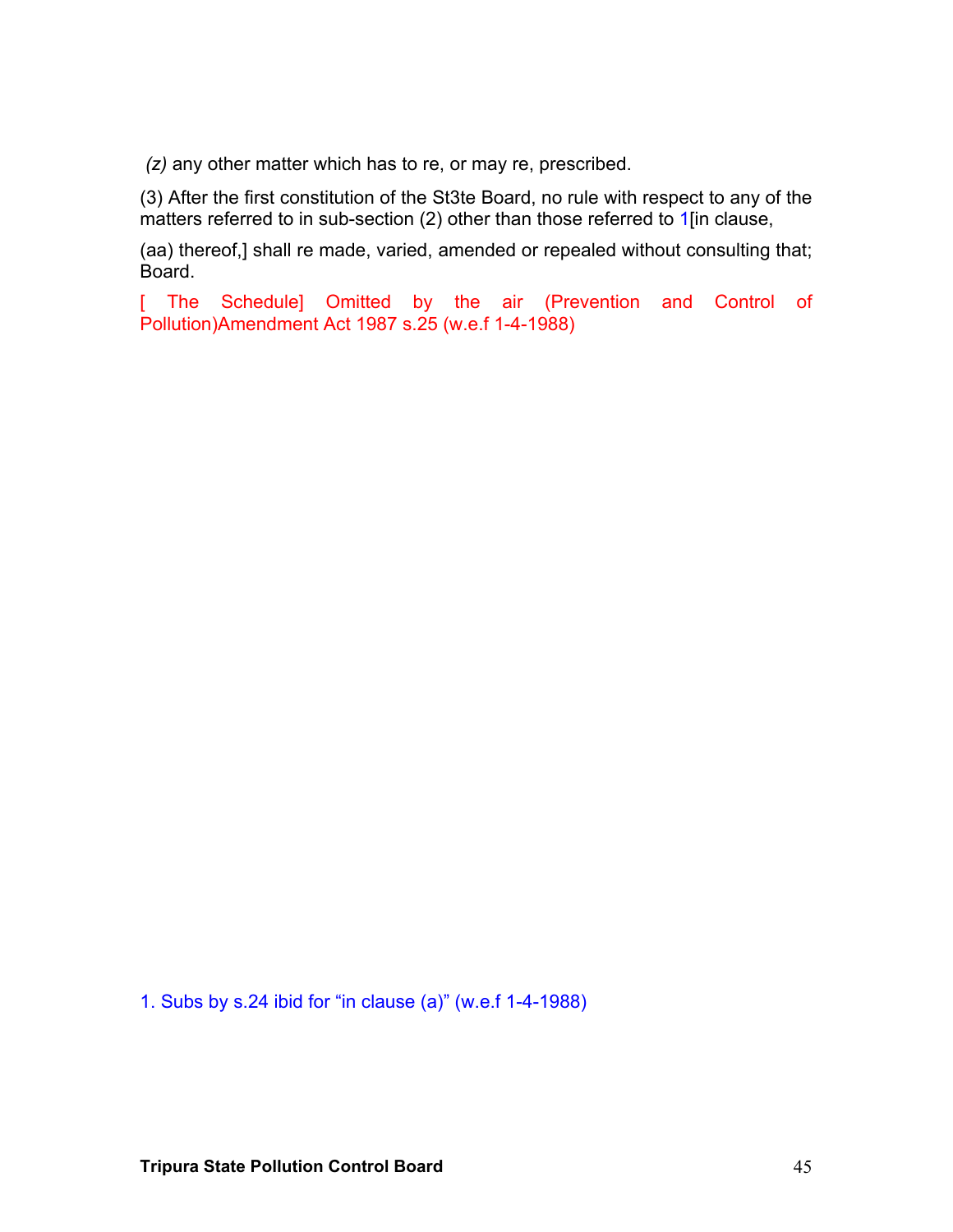*(z)* any other matter which has to re, or may re, prescribed.

(3) After the first constitution of the St3te Board, no rule with respect to any of the matters referred to in sub-section (2) other than those referred to 1[in clause,

(aa) thereof,] shall re made, varied, amended or repealed without consulting that; Board.

[ The Schedule] Omitted by the air (Prevention and Control of Pollution)Amendment Act 1987 s.25 (w.e.f 1-4-1988)

1. Subs by s.24 ibid for "in clause (a)" (w.e.f 1-4-1988)